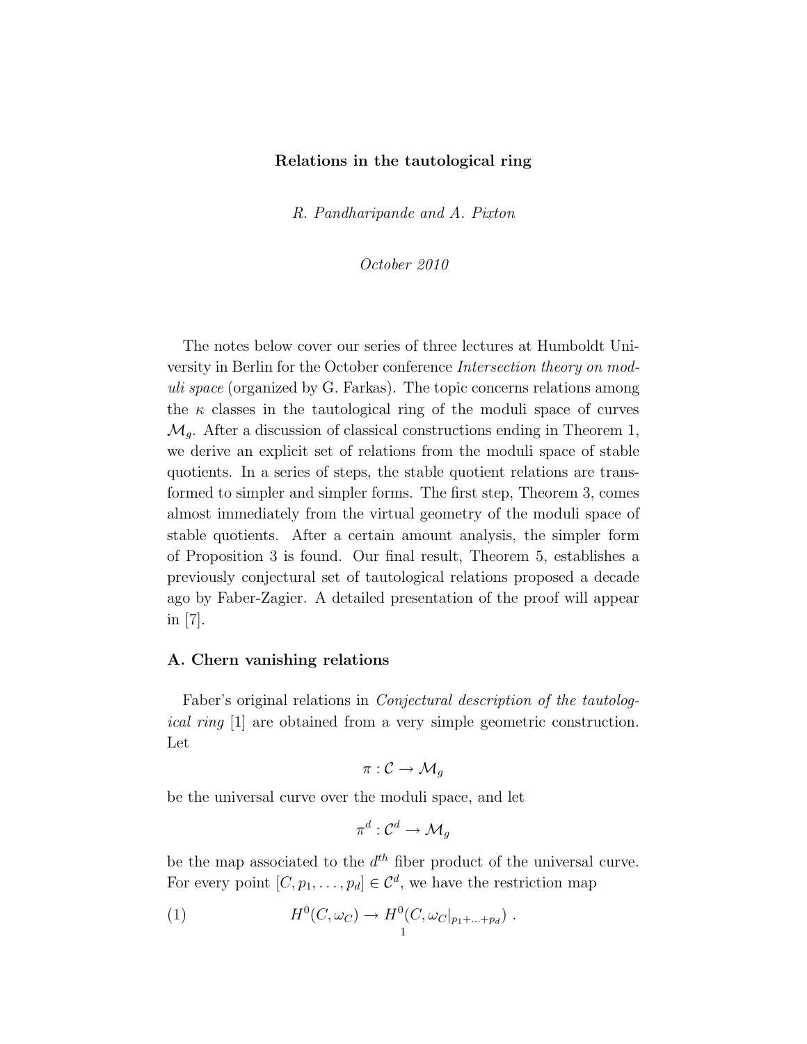# Relations in the tautological ring

*R. Pandharipande and A. Pixton*

*October 2010*

The notes below cover our series of three lectures at Humboldt University in Berlin for the October conference *Intersection theory on moduli space* (organized by G. Farkas). The topic concerns relations among the $\kappa$ classes in the tautological ring of the moduli space of curves $\mathcal{M}_g$. After a discussion of classical constructions ending in Theorem 1, we derive an explicit set of relations from the moduli space of stable quotients. In a series of steps, the stable quotient relations are transformed to simpler and simpler forms. The first step, Theorem 3, comes almost immediately from the virtual geometry of the moduli space of stable quotients. After a certain amount analysis, the simpler form of Proposition 3 is found. Our final result, Theorem 5, establishes a previously conjectural set of tautological relations proposed a decade ago by Faber-Zagier. A detailed presentation of the proof will appear in [7].

## A. Chern vanishing relations

Faber's original relations in *Conjectural description of the tautological ring* [1] are obtained from a very simple geometric construction. Let

$$\pi : \mathcal{C} \to \mathcal{M}_g$$

be the universal curve over the moduli space, and let

$$\pi^d : \mathcal{C}^d \to \mathcal{M}_g$$

be the map associated to the $d^{th}$ fiber product of the universal curve. For every point $[C, p_1, \ldots, p_d] \in \mathcal{C}^d$, we have the restriction map

$$H^0(C, \omega_C) \to H^0(C, \omega_C|_{p_1+\ldots+p_d}) \ . \tag{1}$$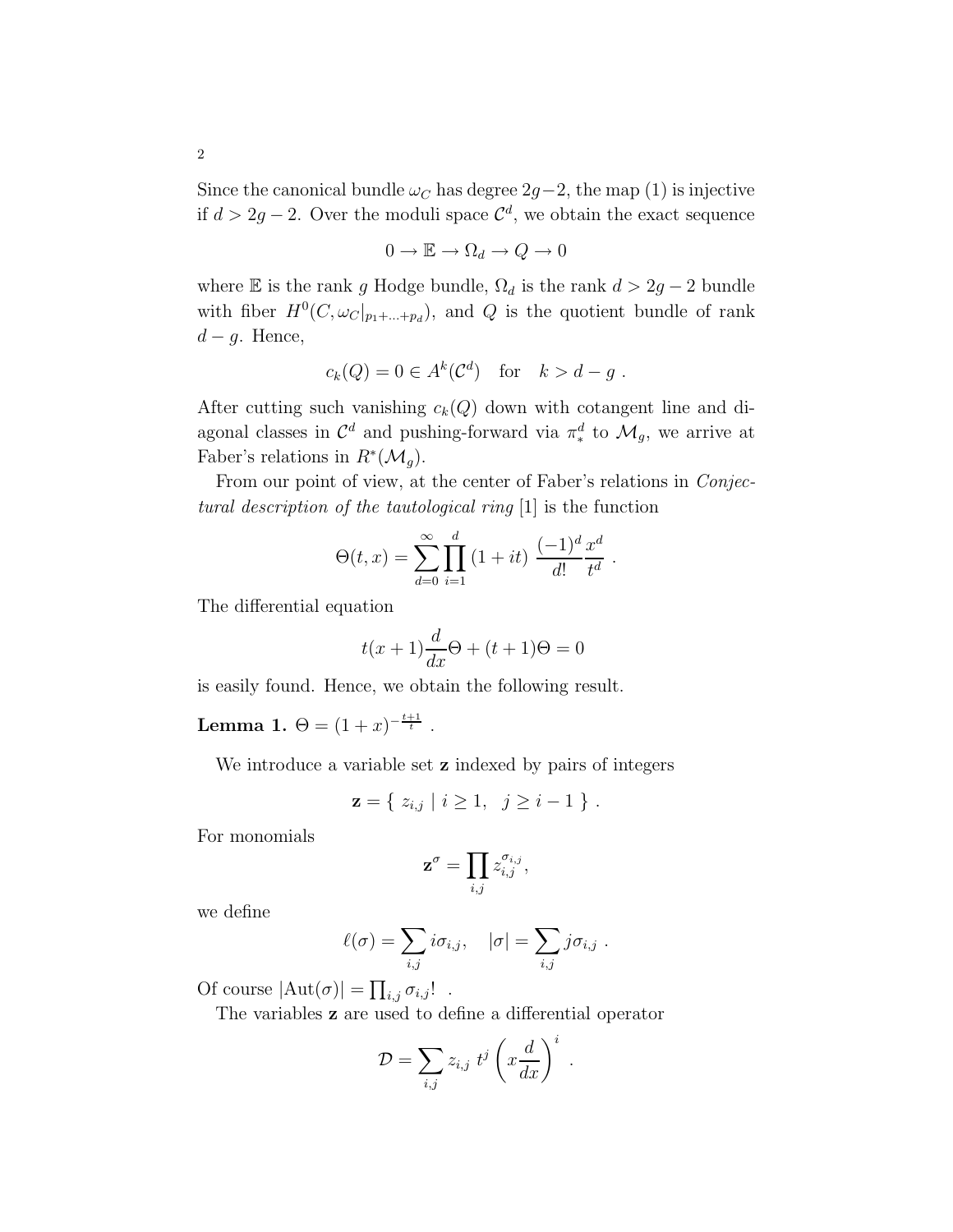Since the canonical bundle $\omega_C$ has degree $2g-2$, the map (1) is injective if $d > 2g-2$. Over the moduli space $\mathcal{C}^d$, we obtain the exact sequence

$$0 \to \mathbb{E} \to \Omega_d \to Q \to 0$$

where $\mathbb{E}$ is the rank $g$ Hodge bundle, $\Omega_d$ is the rank $d > 2g-2$ bundle with fiber $H^0(C, \omega_C|_{p_1+\ldots+p_d})$, and $Q$ is the quotient bundle of rank $d-g$. Hence,

$$c_k(Q) = 0 \in A^k(\mathcal{C}^d) \quad \text{for} \quad k > d-g \ .$$

After cutting such vanishing $c_k(Q)$ down with cotangent line and diagonal classes in $\mathcal{C}^d$ and pushing-forward via $\pi^d_*$ to $\mathcal{M}_g$, we arrive at Faber's relations in $R^*(\mathcal{M}_g)$.

From our point of view, at the center of Faber's relations in *Conjectural description of the tautological ring* [1] is the function

$$\Theta(t,x) = \sum_{d=0}^{\infty} \prod_{i=1}^{d} (1+it) \ \frac{(-1)^d}{d!} \frac{x^d}{t^d} \ .$$

The differential equation

$$t(x+1)\frac{d}{dx}\Theta + (t+1)\Theta = 0$$

is easily found. Hence, we obtain the following result.

**Lemma 1.** $\Theta = (1+x)^{-\frac{t+1}{t}}$ .

We introduce a variable set $\mathbf{z}$ indexed by pairs of integers

$$\mathbf{z} = \{ \ z_{i,j} \mid i \geq 1, \ \ j \geq i-1 \ \} \ .$$

For monomials

$$\mathbf{z}^{\sigma} = \prod_{i,j} z_{i,j}^{\sigma_{i,j}},$$

we define

$$\ell(\sigma) = \sum_{i,j} i\sigma_{i,j}, \quad |\sigma| = \sum_{i,j} j\sigma_{i,j} \ .$$

Of course $|\mathrm{Aut}(\sigma)| = \prod_{i,j} \sigma_{i,j}!$ .

The variables $\mathbf{z}$ are used to define a differential operator

$$\mathcal{D} = \sum_{i,j} z_{i,j} \ t^j \left( x\frac{d}{dx} \right)^i \ .$$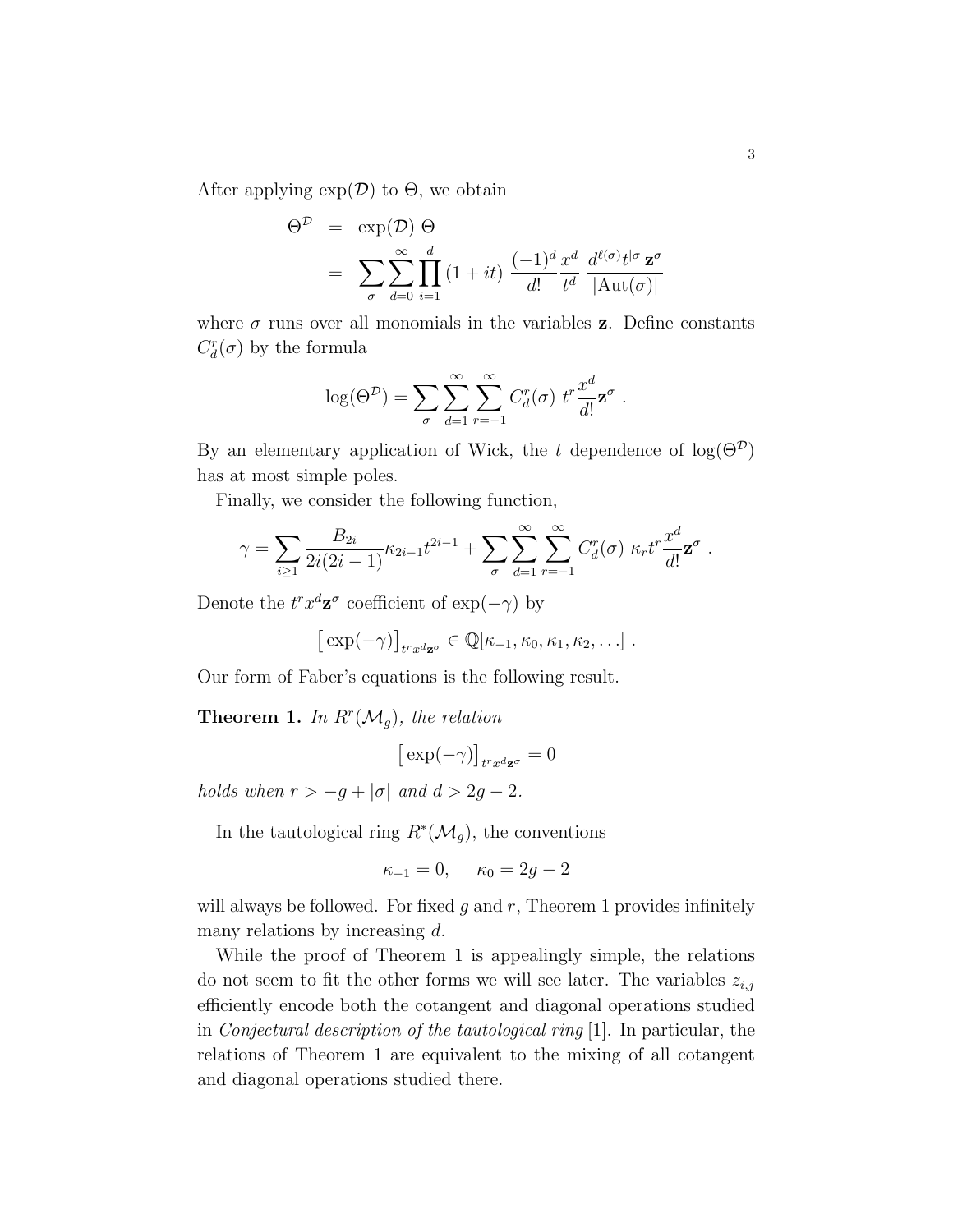After applying $\exp(\mathcal{D})$ to $\Theta$, we obtain

$$\begin{aligned}
\Theta^{\mathcal{D}} &= \exp(\mathcal{D})\ \Theta \\
&= \sum_{\sigma} \sum_{d=0}^{\infty} \prod_{i=1}^{d} (1+it)\ \frac{(-1)^d}{d!} \frac{x^d}{t^d}\ \frac{d^{\ell(\sigma)} t^{|\sigma|} \mathbf{z}^\sigma}{|\mathrm{Aut}(\sigma)|}
\end{aligned}$$

where $\sigma$ runs over all monomials in the variables $\mathbf{z}$. Define constants $C_d^r(\sigma)$ by the formula

$$\log(\Theta^{\mathcal{D}}) = \sum_{\sigma} \sum_{d=1}^{\infty} \sum_{r=-1}^{\infty} C_d^r(\sigma)\ t^r \frac{x^d}{d!} \mathbf{z}^\sigma\ .$$

By an elementary application of Wick, the $t$ dependence of $\log(\Theta^{\mathcal{D}})$ has at most simple poles.

Finally, we consider the following function,

$$\gamma = \sum_{i \geq 1} \frac{B_{2i}}{2i(2i-1)} \kappa_{2i-1} t^{2i-1} + \sum_{\sigma} \sum_{d=1}^{\infty} \sum_{r=-1}^{\infty} C_d^r(\sigma)\ \kappa_r t^r \frac{x^d}{d!} \mathbf{z}^\sigma\ .$$

Denote the $t^r x^d \mathbf{z}^\sigma$ coefficient of $\exp(-\gamma)$ by

$$\big[\exp(-\gamma)\big]_{t^r x^d \mathbf{z}^\sigma} \in \mathbb{Q}[\kappa_{-1}, \kappa_0, \kappa_1, \kappa_2, \ldots]\ .$$

Our form of Faber's equations is the following result.

**Theorem 1.** *In $R^r(\mathcal{M}_g)$, the relation*

$$\big[\exp(-\gamma)\big]_{t^r x^d \mathbf{z}^\sigma} = 0$$

*holds when $r > -g + |\sigma|$ and $d > 2g-2$.*

In the tautological ring $R^*(\mathcal{M}_g)$, the conventions

$$\kappa_{-1} = 0, \quad \kappa_0 = 2g-2$$

will always be followed. For fixed $g$ and $r$, Theorem 1 provides infinitely many relations by increasing $d$.

While the proof of Theorem 1 is appealingly simple, the relations do not seem to fit the other forms we will see later. The variables $z_{i,j}$ efficiently encode both the cotangent and diagonal operations studied in *Conjectural description of the tautological ring* [1]. In particular, the relations of Theorem 1 are equivalent to the mixing of all cotangent and diagonal operations studied there.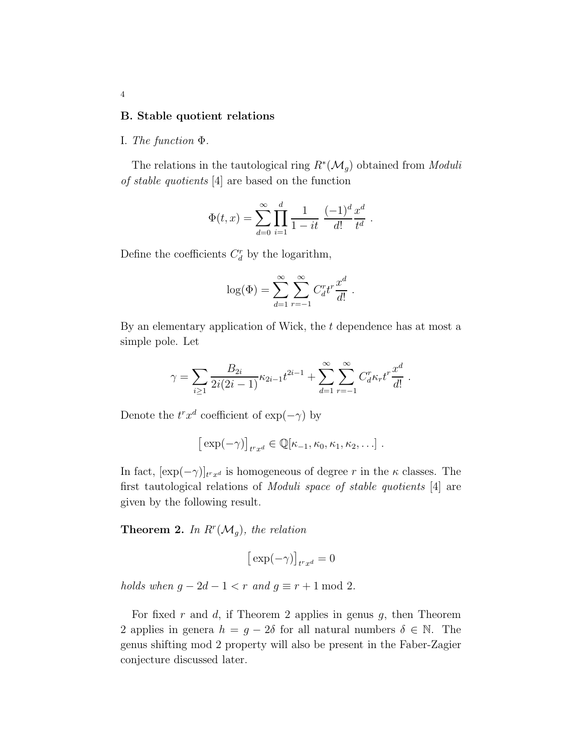## B. Stable quotient relations

I. *The function* $\Phi$.

The relations in the tautological ring $R^*(\mathcal{M}_g)$ obtained from *Moduli of stable quotients* [4] are based on the function

$$\Phi(t,x) = \sum_{d=0}^{\infty} \prod_{i=1}^{d} \frac{1}{1-it} \, \frac{(-1)^d}{d!} \frac{x^d}{t^d} \ .$$

Define the coefficients $C_d^r$ by the logarithm,

$$\log(\Phi) = \sum_{d=1}^{\infty} \sum_{r=-1}^{\infty} C_d^r t^r \frac{x^d}{d!} \ .$$

By an elementary application of Wick, the $t$ dependence has at most a simple pole. Let

$$\gamma = \sum_{i \geq 1} \frac{B_{2i}}{2i(2i-1)} \kappa_{2i-1} t^{2i-1} + \sum_{d=1}^{\infty} \sum_{r=-1}^{\infty} C_d^r \kappa_r t^r \frac{x^d}{d!} \ .$$

Denote the $t^r x^d$ coefficient of $\exp(-\gamma)$ by

$$\big[\exp(-\gamma)\big]_{t^r x^d} \in \mathbb{Q}[\kappa_{-1}, \kappa_0, \kappa_1, \kappa_2, \ldots] \ .$$

In fact, $[\exp(-\gamma)]_{t^r x^d}$ is homogeneous of degree $r$ in the $\kappa$ classes. The first tautological relations of *Moduli space of stable quotients* [4] are given by the following result.

**Theorem 2.** *In* $R^r(\mathcal{M}_g)$*, the relation*

$$\big[\exp(-\gamma)\big]_{t^r x^d} = 0$$

*holds when* $g - 2d - 1 < r$ *and* $g \equiv r + 1 \mod 2$.

For fixed $r$ and $d$, if Theorem 2 applies in genus $g$, then Theorem 2 applies in genera $h = g - 2\delta$ for all natural numbers $\delta \in \mathbb{N}$. The genus shifting mod 2 property will also be present in the Faber-Zagier conjecture discussed later.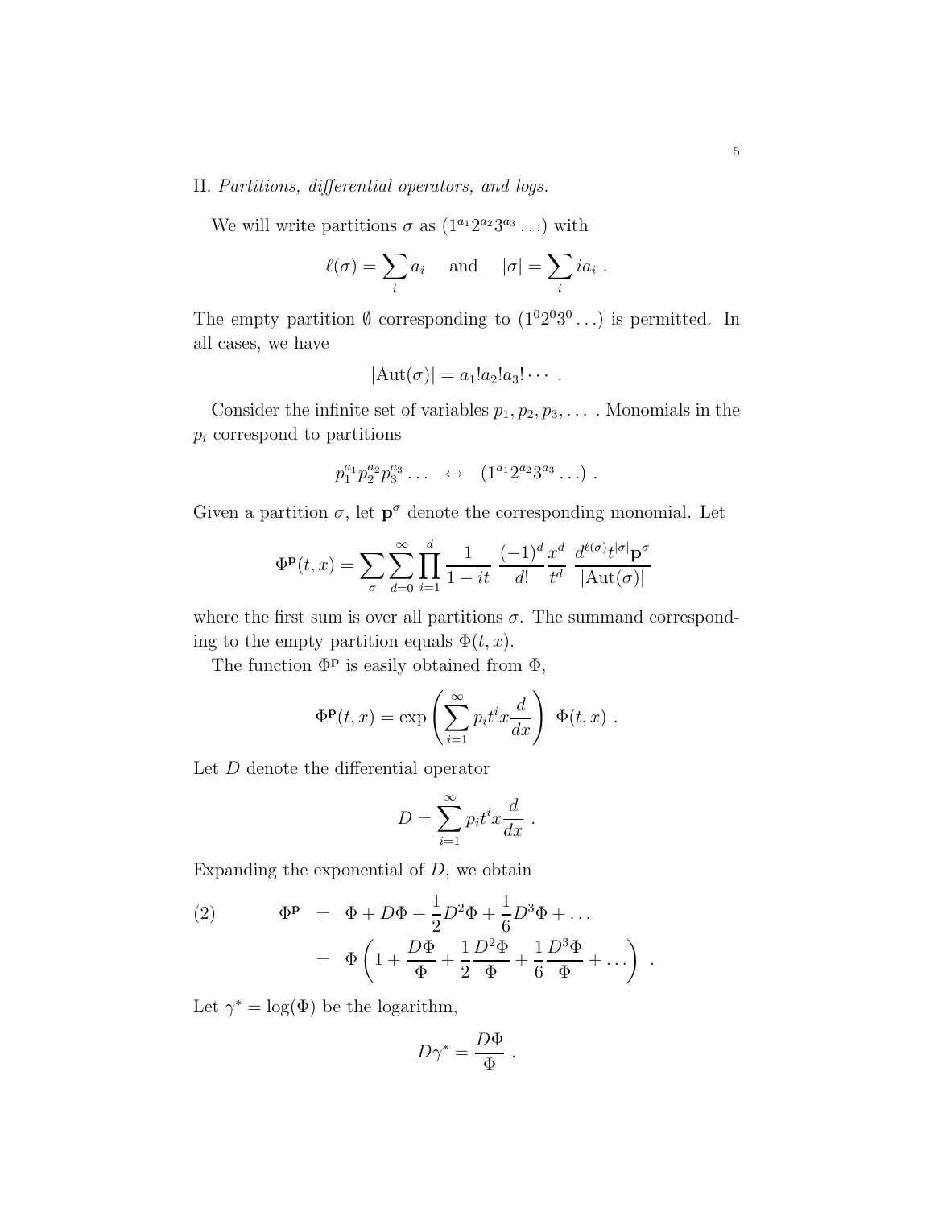II. *Partitions, differential operators, and logs.*

We will write partitions $\sigma$ as $(1^{a_1}2^{a_2}3^{a_3}\ldots)$ with

$$\ell(\sigma) = \sum_i a_i \quad \text{and} \quad |\sigma| = \sum_i i a_i \ .$$

The empty partition $\emptyset$ corresponding to $(1^0 2^0 3^0 \ldots)$ is permitted. In all cases, we have

$$|\text{Aut}(\sigma)| = a_1! a_2! a_3! \cdots \ .$$

Consider the infinite set of variables $p_1, p_2, p_3, \ldots$ . Monomials in the $p_i$ correspond to partitions

$$p_1^{a_1} p_2^{a_2} p_3^{a_3} \ldots \quad \leftrightarrow \quad (1^{a_1}2^{a_2}3^{a_3}\ldots) \ .$$

Given a partition $\sigma$, let $\mathbf{p}^\sigma$ denote the corresponding monomial. Let

$$\Phi^{\mathbf{p}}(t,x) = \sum_\sigma \sum_{d=0}^\infty \prod_{i=1}^d \frac{1}{1-it} \ \frac{(-1)^d}{d!} \frac{x^d}{t^d} \ \frac{d^{\ell(\sigma)} t^{|\sigma|} \mathbf{p}^\sigma}{|\text{Aut}(\sigma)|}$$

where the first sum is over all partitions $\sigma$. The summand corresponding to the empty partition equals $\Phi(t,x)$.

The function $\Phi^{\mathbf{p}}$ is easily obtained from $\Phi$,

$$\Phi^{\mathbf{p}}(t,x) = \exp\left( \sum_{i=1}^\infty p_i t^i x \frac{d}{dx} \right) \ \Phi(t,x) \ .$$

Let $D$ denote the differential operator

$$D = \sum_{i=1}^\infty p_i t^i x \frac{d}{dx} \ .$$

Expanding the exponential of $D$, we obtain

$$\begin{aligned} \Phi^{\mathbf{p}} &= \Phi + D\Phi + \frac{1}{2} D^2 \Phi + \frac{1}{6} D^3 \Phi + \ldots \\ &= \Phi \left( 1 + \frac{D\Phi}{\Phi} + \frac{1}{2} \frac{D^2\Phi}{\Phi} + \frac{1}{6} \frac{D^3\Phi}{\Phi} + \ldots \right) \ . \end{aligned} \tag{2}$$

Let $\gamma^* = \log(\Phi)$ be the logarithm,

$$D\gamma^* = \frac{D\Phi}{\Phi} \ .$$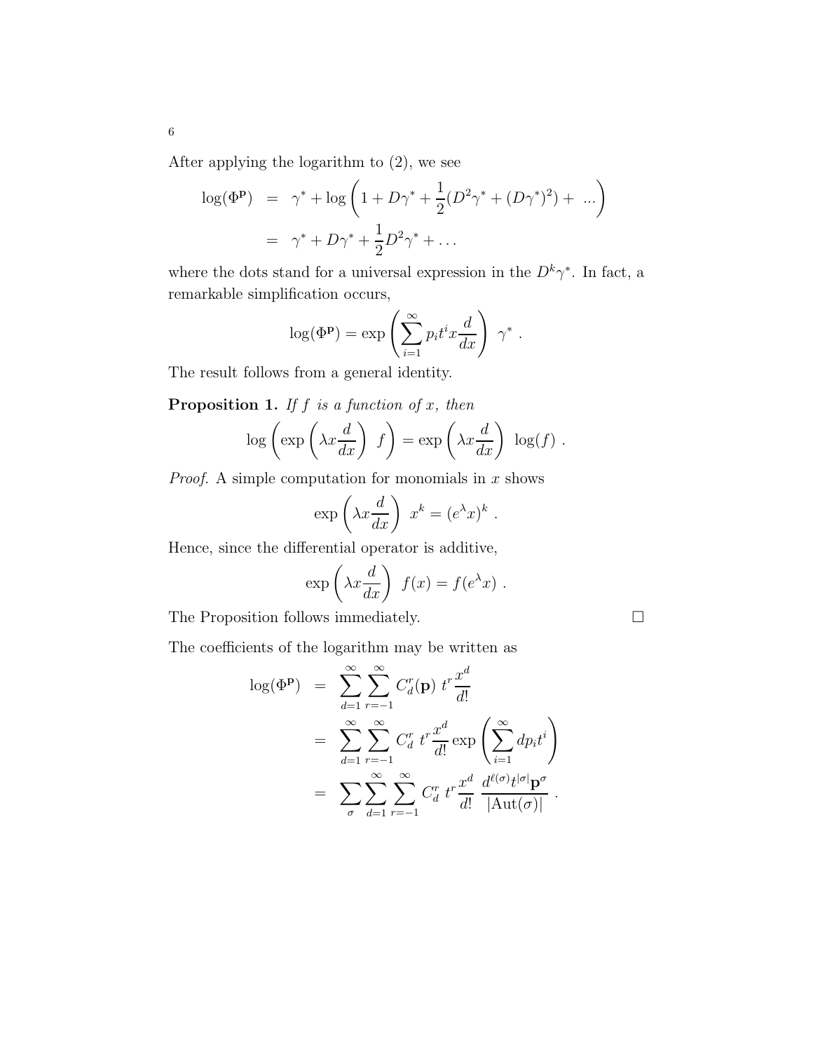After applying the logarithm to (2), we see

$$
\begin{aligned}
\log(\Phi^{\mathbf{p}}) &= \gamma^* + \log\left(1 + D\gamma^* + \frac{1}{2}(D^2\gamma^* + (D\gamma^*)^2) + \ ...\right) \\
&= \gamma^* + D\gamma^* + \frac{1}{2}D^2\gamma^* + \dots
\end{aligned}
$$

where the dots stand for a universal expression in the $D^k\gamma^*$. In fact, a remarkable simplification occurs,

$$
\log(\Phi^{\mathbf{p}}) = \exp\left(\sum_{i=1}^{\infty} p_i t^i x \frac{d}{dx}\right)\ \gamma^* \ .
$$

The result follows from a general identity.

**Proposition 1.** *If $f$ is a function of $x$, then*

$$
\log\left(\exp\left(\lambda x \frac{d}{dx}\right)\ f\right) = \exp\left(\lambda x \frac{d}{dx}\right)\ \log(f) \ .
$$

*Proof.* A simple computation for monomials in $x$ shows

$$
\exp\left(\lambda x \frac{d}{dx}\right)\ x^k = (e^{\lambda} x)^k \ .
$$

Hence, since the differential operator is additive,

$$
\exp\left(\lambda x \frac{d}{dx}\right)\ f(x) = f(e^{\lambda} x) \ .
$$

The Proposition follows immediately. $\square$

The coefficients of the logarithm may be written as

$$
\begin{aligned}
\log(\Phi^{\mathbf{p}}) &= \sum_{d=1}^{\infty} \sum_{r=-1}^{\infty} C_d^r(\mathbf{p})\ t^r \frac{x^d}{d!} \\
&= \sum_{d=1}^{\infty} \sum_{r=-1}^{\infty} C_d^r\ t^r \frac{x^d}{d!} \exp\left(\sum_{i=1}^{\infty} d p_i t^i\right) \\
&= \sum_{\sigma} \sum_{d=1}^{\infty} \sum_{r=-1}^{\infty} C_d^r\ t^r \frac{x^d}{d!}\ \frac{d^{\ell(\sigma)} t^{|\sigma|} \mathbf{p}^{\sigma}}{|\mathrm{Aut}(\sigma)|} \ .
\end{aligned}
$$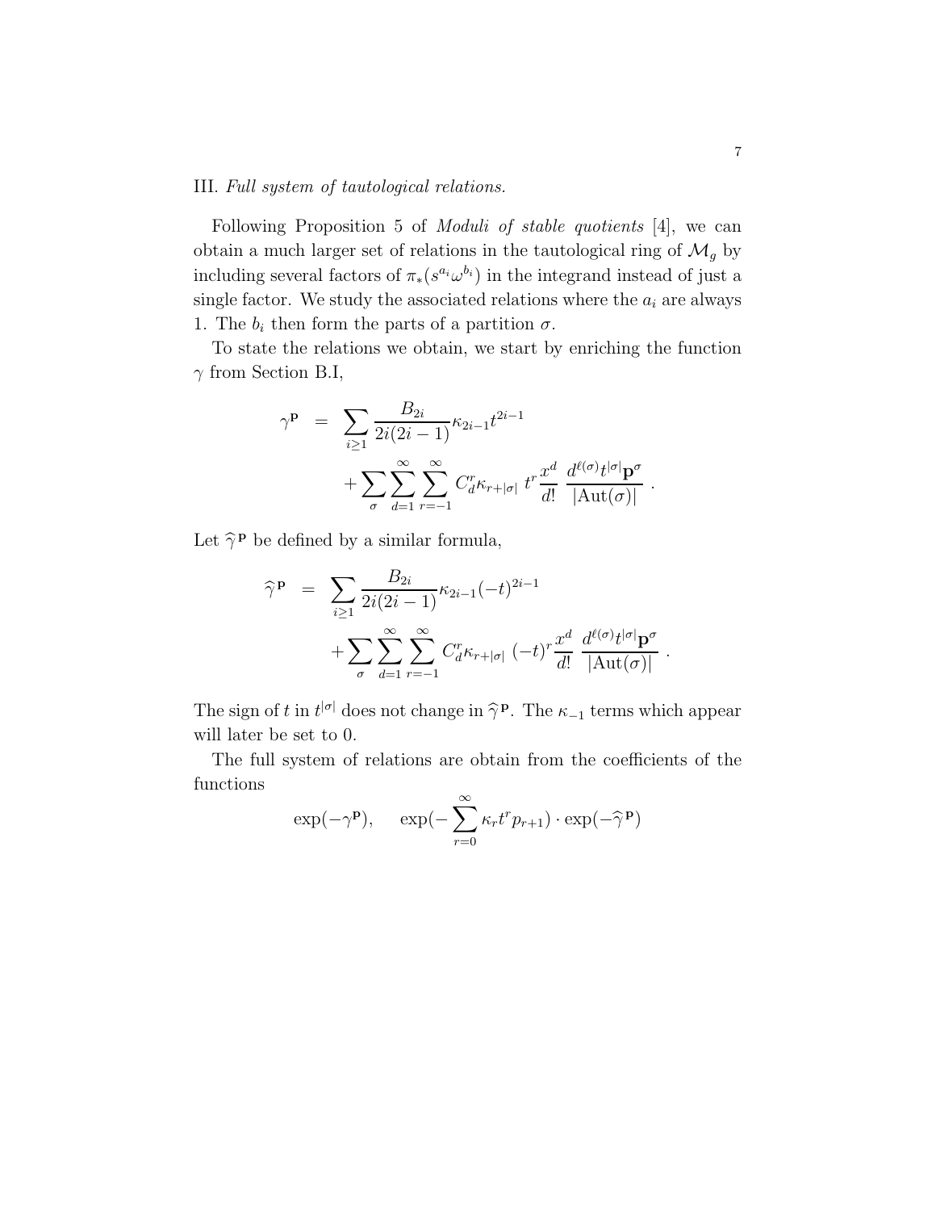III. *Full system of tautological relations.*

Following Proposition 5 of *Moduli of stable quotients* [4], we can obtain a much larger set of relations in the tautological ring of $\mathcal{M}_g$ by including several factors of $\pi_*(s^{a_i}\omega^{b_i})$ in the integrand instead of just a single factor. We study the associated relations where the $a_i$ are always 1. The $b_i$ then form the parts of a partition $\sigma$.

To state the relations we obtain, we start by enriching the function $\gamma$ from Section B.I,

$$
\begin{aligned}
\gamma^{\mathbf{p}} \;&=\; \sum_{i\geq 1} \frac{B_{2i}}{2i(2i-1)} \kappa_{2i-1} t^{2i-1} \\
&\quad + \sum_{\sigma} \sum_{d=1}^{\infty} \sum_{r=-1}^{\infty} C_d^r \kappa_{r+|\sigma|} \; t^r \frac{x^d}{d!} \; \frac{d^{\ell(\sigma)} t^{|\sigma|} \mathbf{p}^{\sigma}}{|\mathrm{Aut}(\sigma)|} \; .
\end{aligned}
$$

Let $\widehat{\gamma}^{\mathbf{p}}$ be defined by a similar formula,

$$
\begin{aligned}
\widehat{\gamma}^{\mathbf{p}} \;&=\; \sum_{i\geq 1} \frac{B_{2i}}{2i(2i-1)} \kappa_{2i-1} (-t)^{2i-1} \\
&\quad + \sum_{\sigma} \sum_{d=1}^{\infty} \sum_{r=-1}^{\infty} C_d^r \kappa_{r+|\sigma|} \; (-t)^r \frac{x^d}{d!} \; \frac{d^{\ell(\sigma)} t^{|\sigma|} \mathbf{p}^{\sigma}}{|\mathrm{Aut}(\sigma)|} \; .
\end{aligned}
$$

The sign of $t$ in $t^{|\sigma|}$ does not change in $\widehat{\gamma}^{\mathbf{p}}$. The $\kappa_{-1}$ terms which appear will later be set to 0.

The full system of relations are obtain from the coefficients of the functions

$$
\exp(-\gamma^{\mathbf{p}}), \qquad \exp(-\sum_{r=0}^{\infty} \kappa_r t^r p_{r+1}) \cdot \exp(-\widehat{\gamma}^{\mathbf{p}})
$$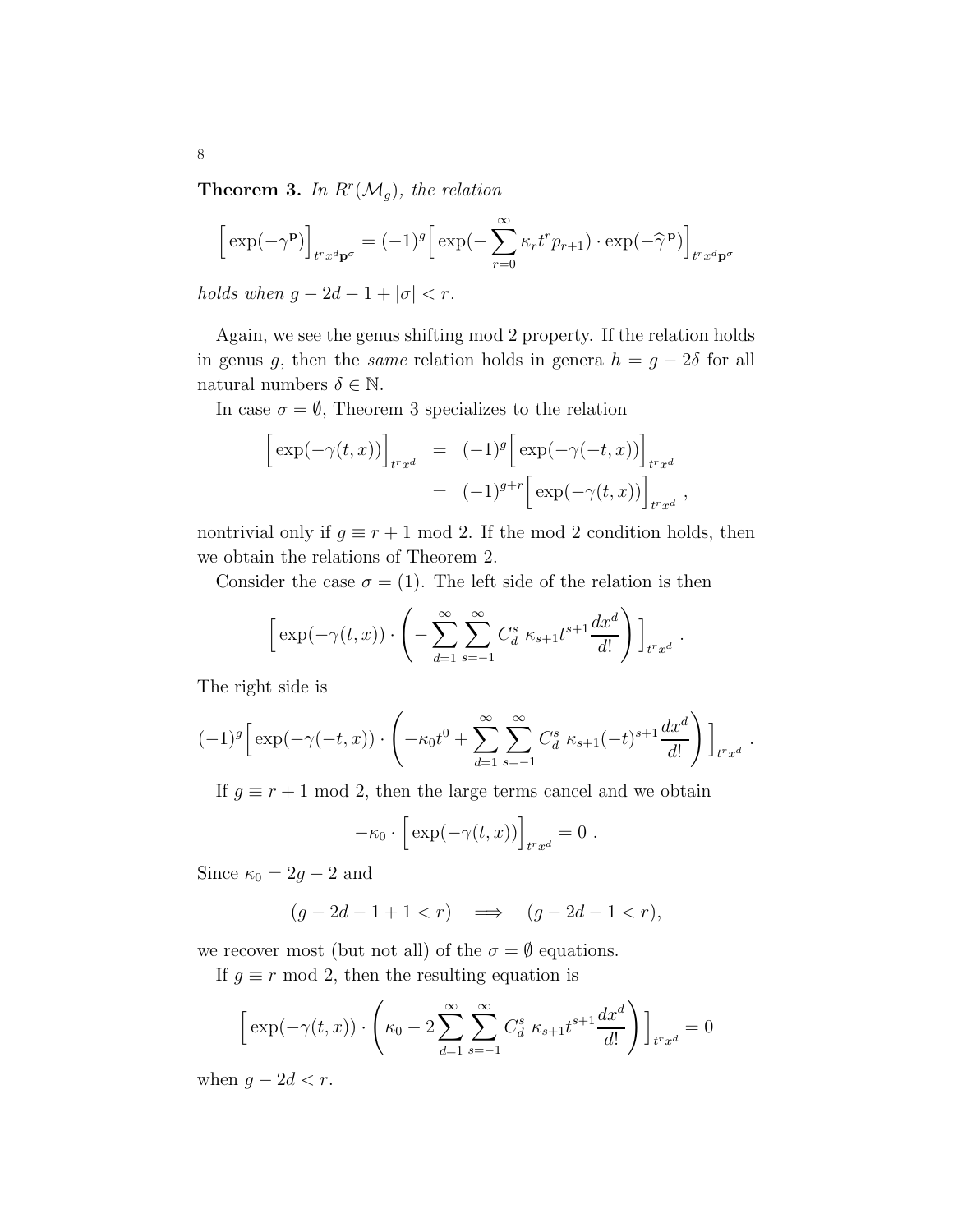**Theorem 3.** *In $R^r(\mathcal{M}_g)$, the relation*

$$\Big[\exp(-\gamma^{\mathbf{p}})\Big]_{t^r x^d \mathbf{p}^\sigma} = (-1)^g \Big[\exp(-\sum_{r=0}^{\infty} \kappa_r t^r p_{r+1}) \cdot \exp(-\widehat{\gamma}^{\mathbf{p}})\Big]_{t^r x^d \mathbf{p}^\sigma}$$

*holds when $g - 2d - 1 + |\sigma| < r$.*

Again, we see the genus shifting mod 2 property. If the relation holds in genus $g$, then the *same* relation holds in genera $h = g - 2\delta$ for all natural numbers $\delta \in \mathbb{N}$.

In case $\sigma = \emptyset$, Theorem 3 specializes to the relation

$$\begin{aligned}
\Big[\exp(-\gamma(t,x))\Big]_{t^r x^d} &= (-1)^g \Big[\exp(-\gamma(-t,x))\Big]_{t^r x^d} \\
&= (-1)^{g+r} \Big[\exp(-\gamma(t,x))\Big]_{t^r x^d},
\end{aligned}$$

nontrivial only if $g \equiv r + 1 \mod 2$. If the mod 2 condition holds, then we obtain the relations of Theorem 2.

Consider the case $\sigma = (1)$. The left side of the relation is then

$$\Big[\exp(-\gamma(t,x)) \cdot \left( -\sum_{d=1}^{\infty} \sum_{s=-1}^{\infty} C_d^s \; \kappa_{s+1} t^{s+1} \frac{dx^d}{d!} \right) \Big]_{t^r x^d}.$$

The right side is

$$(-1)^g \Big[\exp(-\gamma(-t,x)) \cdot \left( -\kappa_0 t^0 + \sum_{d=1}^{\infty} \sum_{s=-1}^{\infty} C_d^s \; \kappa_{s+1} (-t)^{s+1} \frac{dx^d}{d!} \right) \Big]_{t^r x^d}.$$

If $g \equiv r + 1 \mod 2$, then the large terms cancel and we obtain

$$-\kappa_0 \cdot \Big[\exp(-\gamma(t,x))\Big]_{t^r x^d} = 0.$$

Since $\kappa_0 = 2g - 2$ and

$$(g - 2d - 1 + 1 < r) \quad \Longrightarrow \quad (g - 2d - 1 < r),$$

we recover most (but not all) of the $\sigma = \emptyset$ equations.

If $g \equiv r \mod 2$, then the resulting equation is

$$\Big[\exp(-\gamma(t,x)) \cdot \left( \kappa_0 - 2 \sum_{d=1}^{\infty} \sum_{s=-1}^{\infty} C_d^s \; \kappa_{s+1} t^{s+1} \frac{dx^d}{d!} \right) \Big]_{t^r x^d} = 0$$

when $g - 2d < r$.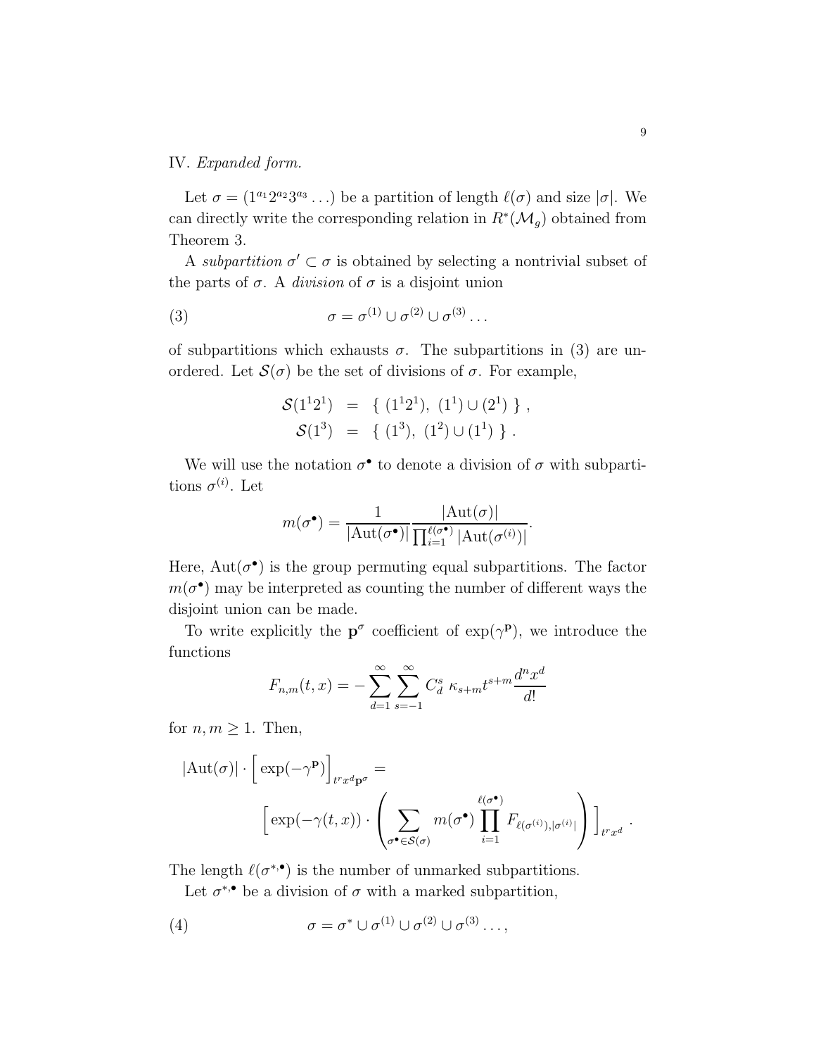IV. *Expanded form.*

Let $\sigma = (1^{a_1}2^{a_2}3^{a_3}\ldots)$ be a partition of length $\ell(\sigma)$ and size $|\sigma|$. We can directly write the corresponding relation in $R^*(\mathcal{M}_g)$ obtained from Theorem 3.

A *subpartition* $\sigma' \subset \sigma$ is obtained by selecting a nontrivial subset of the parts of $\sigma$. A *division* of $\sigma$ is a disjoint union

$$\sigma = \sigma^{(1)} \cup \sigma^{(2)} \cup \sigma^{(3)} \ldots \tag{3}$$

of subpartitions which exhausts $\sigma$. The subpartitions in (3) are unordered. Let $\mathcal{S}(\sigma)$ be the set of divisions of $\sigma$. For example,

$$\begin{aligned} \mathcal{S}(1^1 2^1) &= \{\ (1^1 2^1),\ (1^1) \cup (2^1)\ \}\ , \\ \mathcal{S}(1^3) &= \{\ (1^3),\ (1^2) \cup (1^1)\ \}\ . \end{aligned}$$

We will use the notation $\sigma^\bullet$ to denote a division of $\sigma$ with subpartitions $\sigma^{(i)}$. Let

$$m(\sigma^\bullet) = \frac{1}{|\mathrm{Aut}(\sigma^\bullet)|} \frac{|\mathrm{Aut}(\sigma)|}{\prod_{i=1}^{\ell(\sigma^\bullet)} |\mathrm{Aut}(\sigma^{(i)})|}.$$

Here, $\mathrm{Aut}(\sigma^\bullet)$ is the group permuting equal subpartitions. The factor $m(\sigma^\bullet)$ may be interpreted as counting the number of different ways the disjoint union can be made.

To write explicitly the $\mathbf{p}^\sigma$ coefficient of $\exp(\gamma^{\mathbf{p}})$, we introduce the functions

$$F_{n,m}(t,x) = -\sum_{d=1}^{\infty} \sum_{s=-1}^{\infty} C_d^s\ \kappa_{s+m} t^{s+m} \frac{d^n x^d}{d!}$$

for $n, m \geq 1$. Then,

$$|\mathrm{Aut}(\sigma)| \cdot \Big[\exp(-\gamma^{\mathbf{p}})\Big]_{t^r x^d \mathbf{p}^\sigma} = \Big[\exp(-\gamma(t,x)) \cdot \left( \sum_{\sigma^\bullet \in \mathcal{S}(\sigma)} m(\sigma^\bullet) \prod_{i=1}^{\ell(\sigma^\bullet)} F_{\ell(\sigma^{(i)}),|\sigma^{(i)}|} \right) \Big]_{t^r x^d}.$$

The length $\ell(\sigma^{*,\bullet})$ is the number of unmarked subpartitions.

Let $\sigma^{*,\bullet}$ be a division of $\sigma$ with a marked subpartition,

$$\sigma = \sigma^* \cup \sigma^{(1)} \cup \sigma^{(2)} \cup \sigma^{(3)} \ldots, \tag{4}$$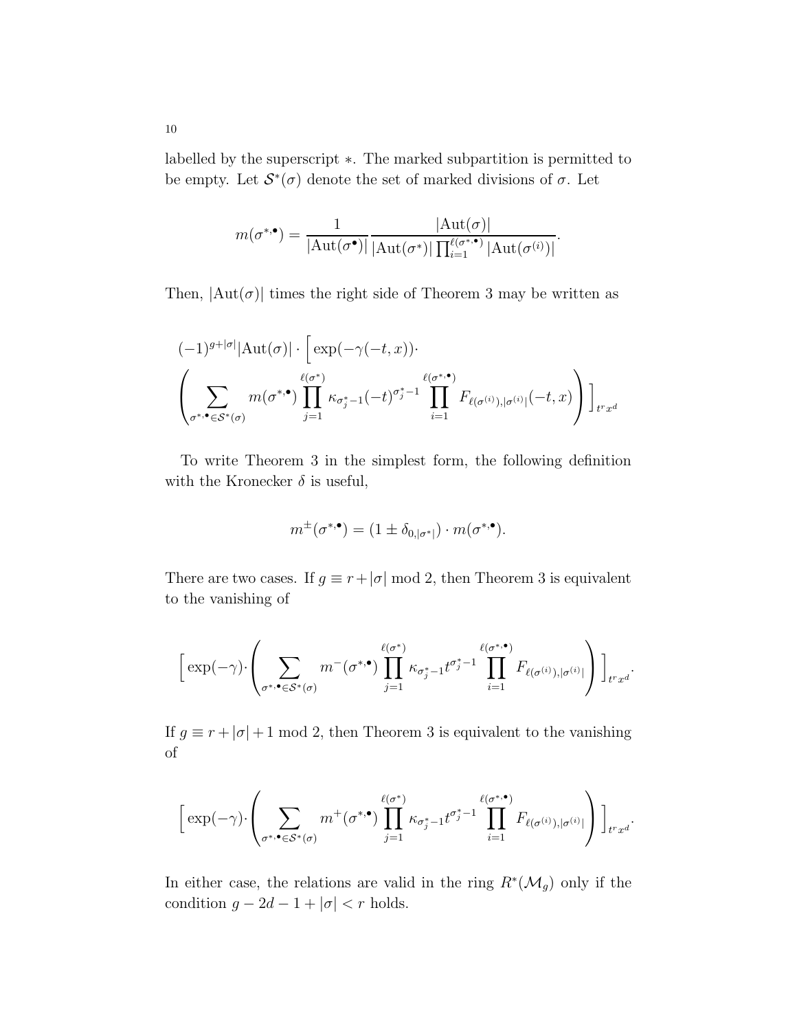labelled by the superscript $*$. The marked subpartition is permitted to be empty. Let $\mathcal{S}^*(\sigma)$ denote the set of marked divisions of $\sigma$. Let

$$m(\sigma^{*,\bullet}) = \frac{1}{|\mathrm{Aut}(\sigma^\bullet)|} \frac{|\mathrm{Aut}(\sigma)|}{|\mathrm{Aut}(\sigma^*)| \prod_{i=1}^{\ell(\sigma^{*,\bullet})} |\mathrm{Aut}(\sigma^{(i)})|}.$$

Then, $|\mathrm{Aut}(\sigma)|$ times the right side of Theorem 3 may be written as

$$(-1)^{g+|\sigma|}|\mathrm{Aut}(\sigma)| \cdot \Bigg[ \exp(-\gamma(-t,x)) \cdot \left( \sum_{\sigma^{*,\bullet} \in \mathcal{S}^*(\sigma)} m(\sigma^{*,\bullet}) \prod_{j=1}^{\ell(\sigma^*)} \kappa_{\sigma^*_j - 1}(-t)^{\sigma^*_j - 1} \prod_{i=1}^{\ell(\sigma^{*,\bullet})} F_{\ell(\sigma^{(i)}),|\sigma^{(i)}|}(-t,x) \right) \Bigg]_{t^r x^d}$$

To write Theorem 3 in the simplest form, the following definition with the Kronecker $\delta$ is useful,

$$m^{\pm}(\sigma^{*,\bullet}) = (1 \pm \delta_{0,|\sigma^*|}) \cdot m(\sigma^{*,\bullet}).$$

There are two cases. If $g \equiv r + |\sigma| \bmod 2$, then Theorem 3 is equivalent to the vanishing of

$$\Bigg[ \exp(-\gamma) \cdot \left( \sum_{\sigma^{*,\bullet} \in \mathcal{S}^*(\sigma)} m^-(\sigma^{*,\bullet}) \prod_{j=1}^{\ell(\sigma^*)} \kappa_{\sigma^*_j - 1} t^{\sigma^*_j - 1} \prod_{i=1}^{\ell(\sigma^{*,\bullet})} F_{\ell(\sigma^{(i)}),|\sigma^{(i)}|} \right) \Bigg]_{t^r x^d}.$$

If $g \equiv r + |\sigma| + 1 \bmod 2$, then Theorem 3 is equivalent to the vanishing of

$$\Bigg[ \exp(-\gamma) \cdot \left( \sum_{\sigma^{*,\bullet} \in \mathcal{S}^*(\sigma)} m^+(\sigma^{*,\bullet}) \prod_{j=1}^{\ell(\sigma^*)} \kappa_{\sigma^*_j - 1} t^{\sigma^*_j - 1} \prod_{i=1}^{\ell(\sigma^{*,\bullet})} F_{\ell(\sigma^{(i)}),|\sigma^{(i)}|} \right) \Bigg]_{t^r x^d}.$$

In either case, the relations are valid in the ring $R^*(\mathcal{M}_g)$ only if the condition $g - 2d - 1 + |\sigma| < r$ holds.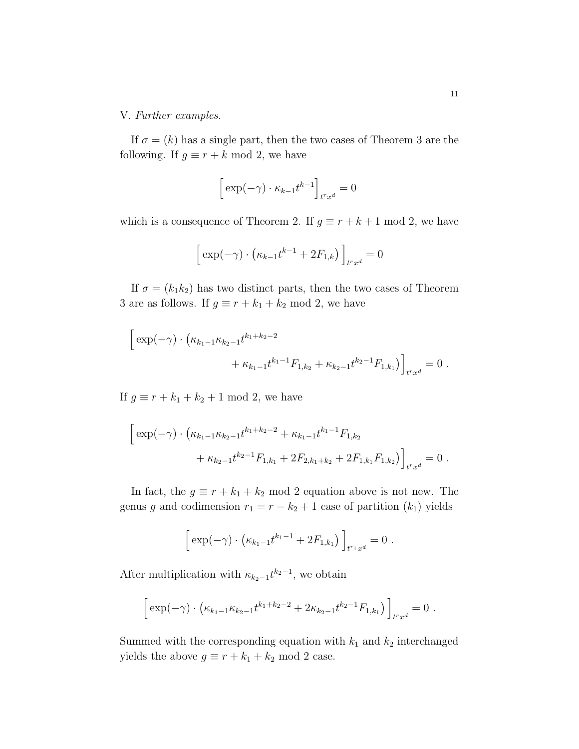V. *Further examples.*

If $\sigma = (k)$ has a single part, then the two cases of Theorem 3 are the following. If $g \equiv r + k \mod 2$, we have

$$\Big[\exp(-\gamma) \cdot \kappa_{k-1} t^{k-1}\Big]_{t^r x^d} = 0$$

which is a consequence of Theorem 2. If $g \equiv r + k + 1 \mod 2$, we have

$$\Big[\exp(-\gamma) \cdot \big(\kappa_{k-1} t^{k-1} + 2F_{1,k}\big)\Big]_{t^r x^d} = 0$$

If $\sigma = (k_1 k_2)$ has two distinct parts, then the two cases of Theorem 3 are as follows. If $g \equiv r + k_1 + k_2 \mod 2$, we have

$$\Big[\exp(-\gamma) \cdot \big(\kappa_{k_1-1}\kappa_{k_2-1} t^{k_1+k_2-2} + \kappa_{k_1-1} t^{k_1-1} F_{1,k_2} + \kappa_{k_2-1} t^{k_2-1} F_{1,k_1}\big)\Big]_{t^r x^d} = 0 \ .$$

If $g \equiv r + k_1 + k_2 + 1 \mod 2$, we have

$$\Big[\exp(-\gamma) \cdot \big(\kappa_{k_1-1}\kappa_{k_2-1} t^{k_1+k_2-2} + \kappa_{k_1-1} t^{k_1-1} F_{1,k_2} + \kappa_{k_2-1} t^{k_2-1} F_{1,k_1} + 2F_{2,k_1+k_2} + 2F_{1,k_1}F_{1,k_2}\big)\Big]_{t^r x^d} = 0 \ .$$

In fact, the $g \equiv r + k_1 + k_2 \mod 2$ equation above is not new. The genus $g$ and codimension $r_1 = r - k_2 + 1$ case of partition $(k_1)$ yields

$$\Big[\exp(-\gamma) \cdot \big(\kappa_{k_1-1} t^{k_1-1} + 2F_{1,k_1}\big)\Big]_{t^{r_1} x^d} = 0 \ .$$

After multiplication with $\kappa_{k_2-1} t^{k_2-1}$, we obtain

$$\Big[\exp(-\gamma) \cdot \big(\kappa_{k_1-1}\kappa_{k_2-1} t^{k_1+k_2-2} + 2\kappa_{k_2-1} t^{k_2-1} F_{1,k_1}\big)\Big]_{t^r x^d} = 0 \ .$$

Summed with the corresponding equation with $k_1$ and $k_2$ interchanged yields the above $g \equiv r + k_1 + k_2 \mod 2$ case.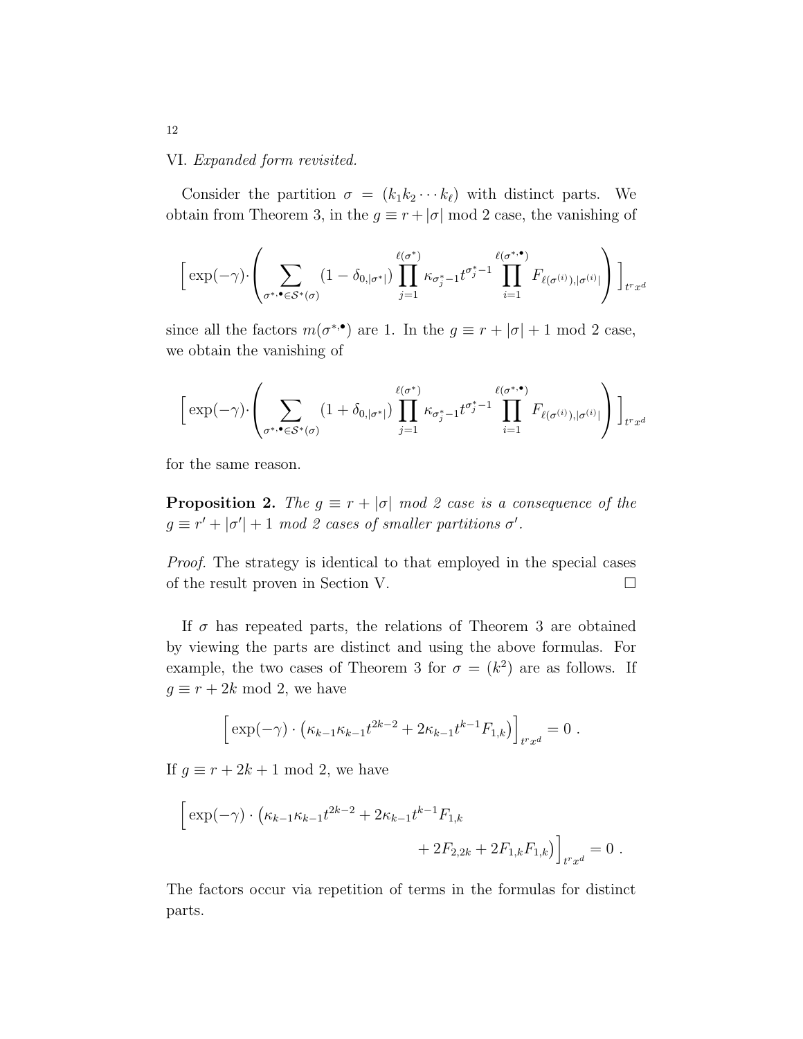VI. *Expanded form revisited.*

Consider the partition $\sigma = (k_1 k_2 \cdots k_\ell)$ with distinct parts. We obtain from Theorem 3, in the $g \equiv r + |\sigma| \bmod 2$ case, the vanishing of

$$\left[ \exp(-\gamma) \cdot \left( \sum_{\sigma^{*,\bullet} \in \mathcal{S}^*(\sigma)} (1 - \delta_{0,|\sigma^*|}) \prod_{j=1}^{\ell(\sigma^*)} \kappa_{\sigma^*_j - 1} t^{\sigma^*_j - 1} \prod_{i=1}^{\ell(\sigma^{*,\bullet})} F_{\ell(\sigma^{(i)}),|\sigma^{(i)}|} \right) \right]_{t^r x^d}$$

since all the factors $m(\sigma^{*,\bullet})$ are 1. In the $g \equiv r + |\sigma| + 1 \bmod 2$ case, we obtain the vanishing of

$$\left[ \exp(-\gamma) \cdot \left( \sum_{\sigma^{*,\bullet} \in \mathcal{S}^*(\sigma)} (1 + \delta_{0,|\sigma^*|}) \prod_{j=1}^{\ell(\sigma^*)} \kappa_{\sigma^*_j - 1} t^{\sigma^*_j - 1} \prod_{i=1}^{\ell(\sigma^{*,\bullet})} F_{\ell(\sigma^{(i)}),|\sigma^{(i)}|} \right) \right]_{t^r x^d}$$

for the same reason.

**Proposition 2.** *The $g \equiv r + |\sigma|$ mod 2 case is a consequence of the $g \equiv r' + |\sigma'| + 1$ mod 2 cases of smaller partitions $\sigma'$.*

*Proof.* The strategy is identical to that employed in the special cases of the result proven in Section V. $\square$

If $\sigma$ has repeated parts, the relations of Theorem 3 are obtained by viewing the parts are distinct and using the above formulas. For example, the two cases of Theorem 3 for $\sigma = (k^2)$ are as follows. If $g \equiv r + 2k \bmod 2$, we have

$$\left[ \exp(-\gamma) \cdot \left( \kappa_{k-1} \kappa_{k-1} t^{2k-2} + 2\kappa_{k-1} t^{k-1} F_{1,k} \right) \right]_{t^r x^d} = 0 \ .$$

If $g \equiv r + 2k + 1 \bmod 2$, we have

$$\left[ \exp(-\gamma) \cdot \left( \kappa_{k-1} \kappa_{k-1} t^{2k-2} + 2\kappa_{k-1} t^{k-1} F_{1,k} + 2F_{2,2k} + 2F_{1,k} F_{1,k} \right) \right]_{t^r x^d} = 0 \ .$$

The factors occur via repetition of terms in the formulas for distinct parts.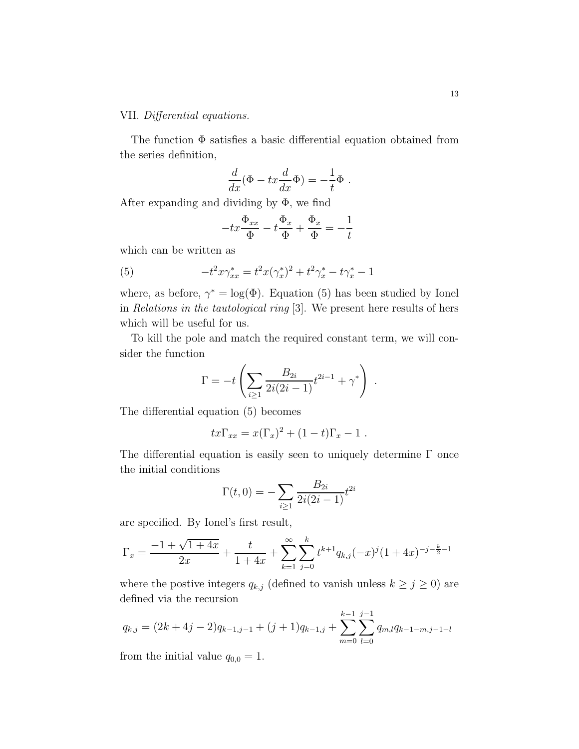VII. *Differential equations.*

The function $\Phi$ satisfies a basic differential equation obtained from the series definition,

$$\frac{d}{dx}(\Phi - tx\frac{d}{dx}\Phi) = -\frac{1}{t}\Phi \ .$$

After expanding and dividing by $\Phi$, we find

$$-tx\frac{\Phi_{xx}}{\Phi} - t\frac{\Phi_x}{\Phi} + \frac{\Phi_x}{\Phi} = -\frac{1}{t}$$

which can be written as

$$-t^2 x\gamma^*_{xx} = t^2 x(\gamma^*_x)^2 + t^2\gamma^*_x - t\gamma^*_x - 1 \tag{5}$$

where, as before, $\gamma^* = \log(\Phi)$. Equation (5) has been studied by Ionel in *Relations in the tautological ring* [3]. We present here results of hers which will be useful for us.

To kill the pole and match the required constant term, we will consider the function

$$\Gamma = -t\left(\sum_{i\geq 1}\frac{B_{2i}}{2i(2i-1)}t^{2i-1} + \gamma^*\right) \ .$$

The differential equation (5) becomes

$$tx\Gamma_{xx} = x(\Gamma_x)^2 + (1-t)\Gamma_x - 1 \ .$$

The differential equation is easily seen to uniquely determine $\Gamma$ once the initial conditions

$$\Gamma(t,0) = -\sum_{i\geq 1}\frac{B_{2i}}{2i(2i-1)}t^{2i}$$

are specified. By Ionel's first result,

$$\Gamma_x = \frac{-1+\sqrt{1+4x}}{2x} + \frac{t}{1+4x} + \sum_{k=1}^{\infty}\sum_{j=0}^{k} t^{k+1}q_{k,j}(-x)^j(1+4x)^{-j-\frac{k}{2}-1}$$

where the postive integers $q_{k,j}$ (defined to vanish unless $k \geq j \geq 0$) are defined via the recursion

$$q_{k,j} = (2k+4j-2)q_{k-1,j-1} + (j+1)q_{k-1,j} + \sum_{m=0}^{k-1}\sum_{l=0}^{j-1} q_{m,l}q_{k-1-m,j-1-l}$$

from the initial value $q_{0,0} = 1$.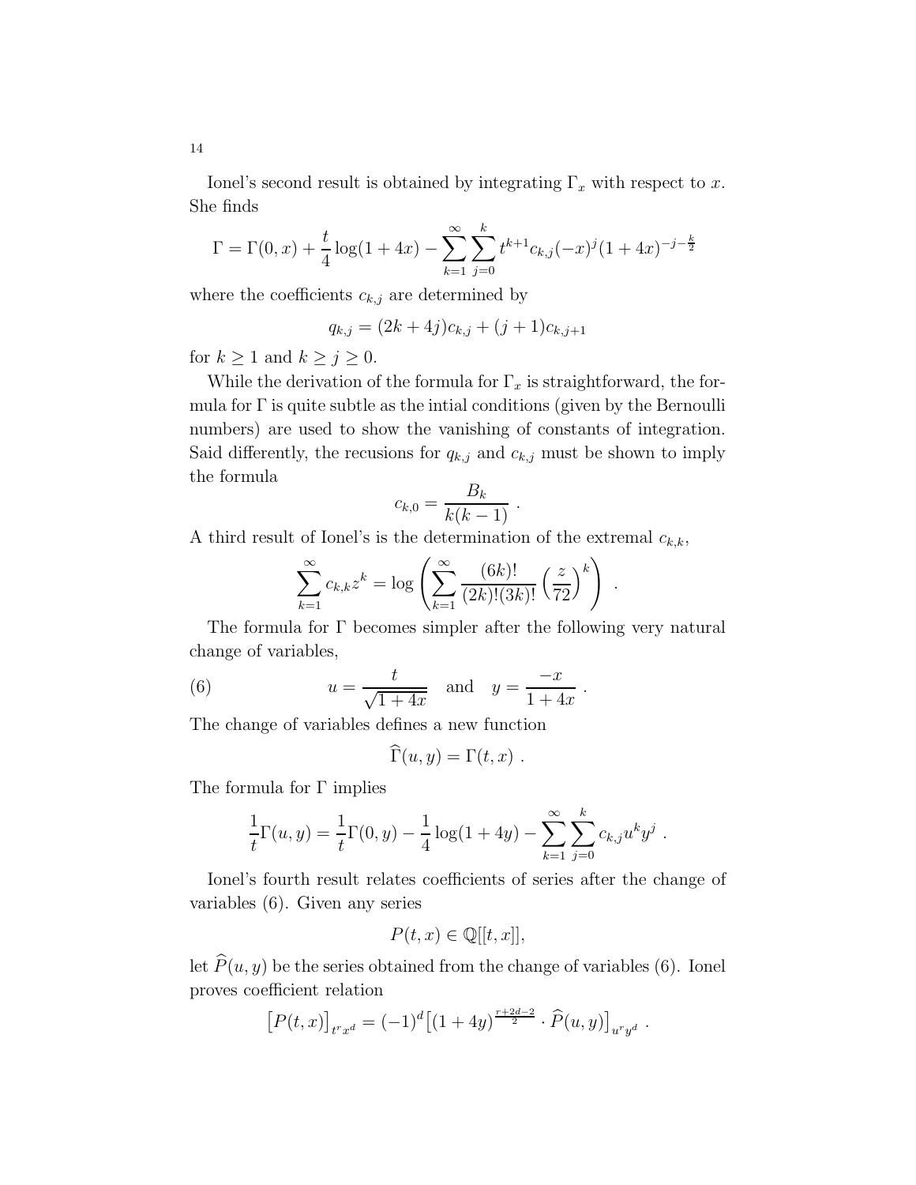Ionel's second result is obtained by integrating $\Gamma_x$ with respect to $x$. She finds

$$\Gamma = \Gamma(0,x) + \frac{t}{4}\log(1+4x) - \sum_{k=1}^{\infty}\sum_{j=0}^{k} t^{k+1} c_{k,j}(-x)^j(1+4x)^{-j-\frac{k}{2}}$$

where the coefficients $c_{k,j}$ are determined by

$$q_{k,j} = (2k+4j)c_{k,j} + (j+1)c_{k,j+1}$$

for $k \geq 1$ and $k \geq j \geq 0$.

While the derivation of the formula for $\Gamma_x$ is straightforward, the formula for $\Gamma$ is quite subtle as the intial conditions (given by the Bernoulli numbers) are used to show the vanishing of constants of integration. Said differently, the recusions for $q_{k,j}$ and $c_{k,j}$ must be shown to imply the formula

$$c_{k,0} = \frac{B_k}{k(k-1)} \ .$$

A third result of Ionel's is the determination of the extremal $c_{k,k}$,

$$\sum_{k=1}^{\infty} c_{k,k} z^k = \log\left(\sum_{k=1}^{\infty} \frac{(6k)!}{(2k)!(3k)!}\left(\frac{z}{72}\right)^k\right) \ .$$

The formula for $\Gamma$ becomes simpler after the following very natural change of variables,

$$u = \frac{t}{\sqrt{1+4x}} \quad \text{and} \quad y = \frac{-x}{1+4x} \ . \tag{6}$$

The change of variables defines a new function

$$\widehat{\Gamma}(u,y) = \Gamma(t,x) \ .$$

The formula for $\Gamma$ implies

$$\frac{1}{t}\Gamma(u,y) = \frac{1}{t}\Gamma(0,y) - \frac{1}{4}\log(1+4y) - \sum_{k=1}^{\infty}\sum_{j=0}^{k} c_{k,j} u^k y^j \ .$$

Ionel's fourth result relates coefficients of series after the change of variables (6). Given any series

$$P(t,x) \in \mathbb{Q}[[t,x]],$$

let $\widehat{P}(u,y)$ be the series obtained from the change of variables (6). Ionel proves coefficient relation

$$\big[P(t,x)\big]_{t^r x^d} = (-1)^d \big[(1+4y)^{\frac{r+2d-2}{2}} \cdot \widehat{P}(u,y)\big]_{u^r y^d} \ .$$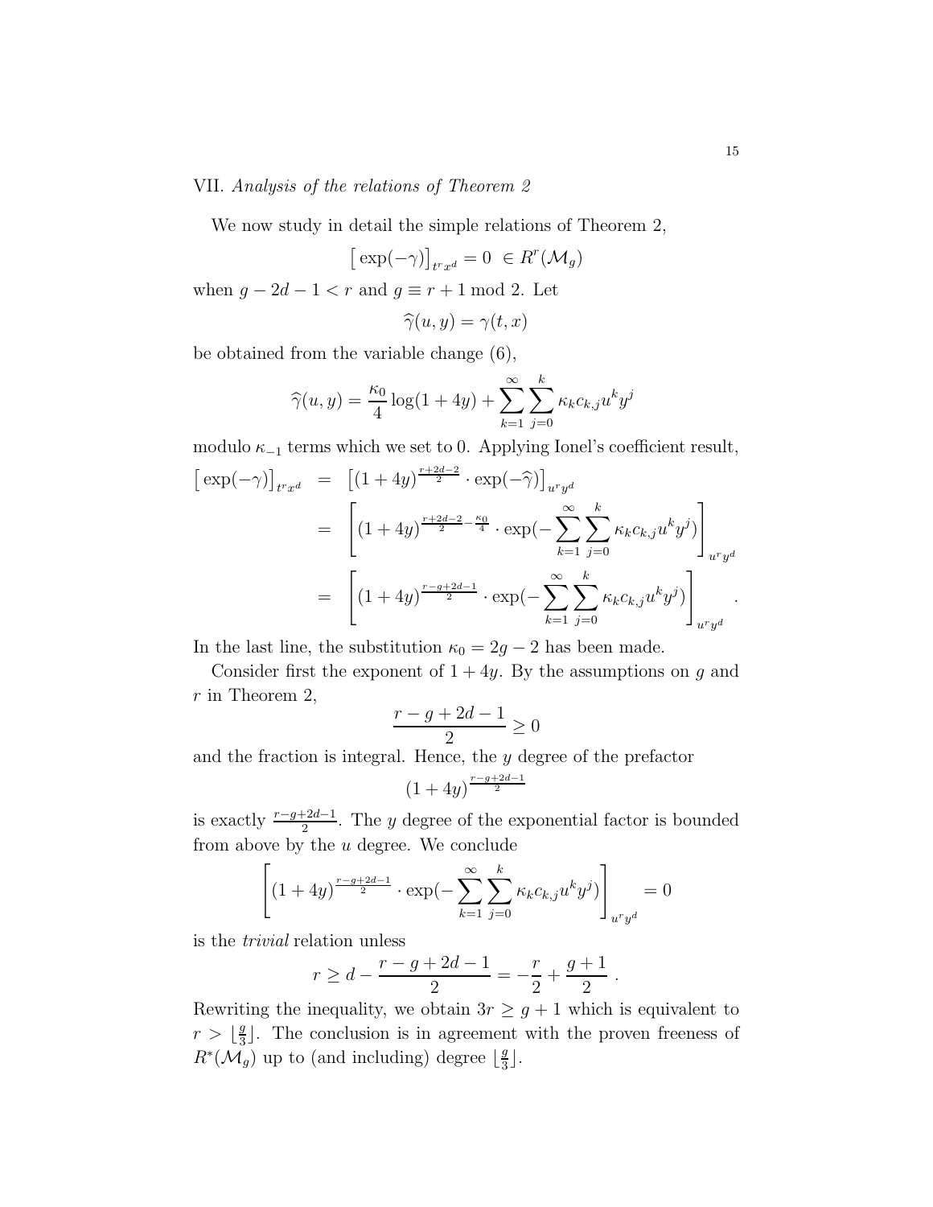VII. *Analysis of the relations of Theorem 2*

We now study in detail the simple relations of Theorem 2,

$$\big[\exp(-\gamma)\big]_{t^r x^d} = 0 \ \in R^r(\mathcal{M}_g)$$

when $g - 2d - 1 < r$ and $g \equiv r + 1 \bmod 2$. Let

$$\widehat{\gamma}(u, y) = \gamma(t, x)$$

be obtained from the variable change (6),

$$\widehat{\gamma}(u, y) = \frac{\kappa_0}{4} \log(1 + 4y) + \sum_{k=1}^{\infty} \sum_{j=0}^{k} \kappa_k c_{k,j} u^k y^j$$

modulo $\kappa_{-1}$ terms which we set to 0. Applying Ionel's coefficient result,

$$\begin{aligned}
\big[\exp(-\gamma)\big]_{t^r x^d} &= \Big[(1+4y)^{\frac{r+2d-2}{2}} \cdot \exp(-\widehat{\gamma})\Big]_{u^r y^d} \\
&= \left[(1+4y)^{\frac{r+2d-2}{2} - \frac{\kappa_0}{4}} \cdot \exp(-\sum_{k=1}^{\infty} \sum_{j=0}^{k} \kappa_k c_{k,j} u^k y^j)\right]_{u^r y^d} \\
&= \left[(1+4y)^{\frac{r-g+2d-1}{2}} \cdot \exp(-\sum_{k=1}^{\infty} \sum_{j=0}^{k} \kappa_k c_{k,j} u^k y^j)\right]_{u^r y^d} .
\end{aligned}$$

In the last line, the substitution $\kappa_0 = 2g - 2$ has been made.

Consider first the exponent of $1 + 4y$. By the assumptions on $g$ and $r$ in Theorem 2,

$$\frac{r - g + 2d - 1}{2} \geq 0$$

and the fraction is integral. Hence, the $y$ degree of the prefactor

$$(1+4y)^{\frac{r-g+2d-1}{2}}$$

is exactly $\frac{r-g+2d-1}{2}$. The $y$ degree of the exponential factor is bounded from above by the $u$ degree. We conclude

$$\left[(1+4y)^{\frac{r-g+2d-1}{2}} \cdot \exp(-\sum_{k=1}^{\infty} \sum_{j=0}^{k} \kappa_k c_{k,j} u^k y^j)\right]_{u^r y^d} = 0$$

is the *trivial* relation unless

$$r \geq d - \frac{r - g + 2d - 1}{2} = -\frac{r}{2} + \frac{g+1}{2} .$$

Rewriting the inequality, we obtain $3r \geq g + 1$ which is equivalent to $r > \lfloor \frac{g}{3} \rfloor$. The conclusion is in agreement with the proven freeness of $R^*(\mathcal{M}_g)$ up to (and including) degree $\lfloor \frac{g}{3} \rfloor$.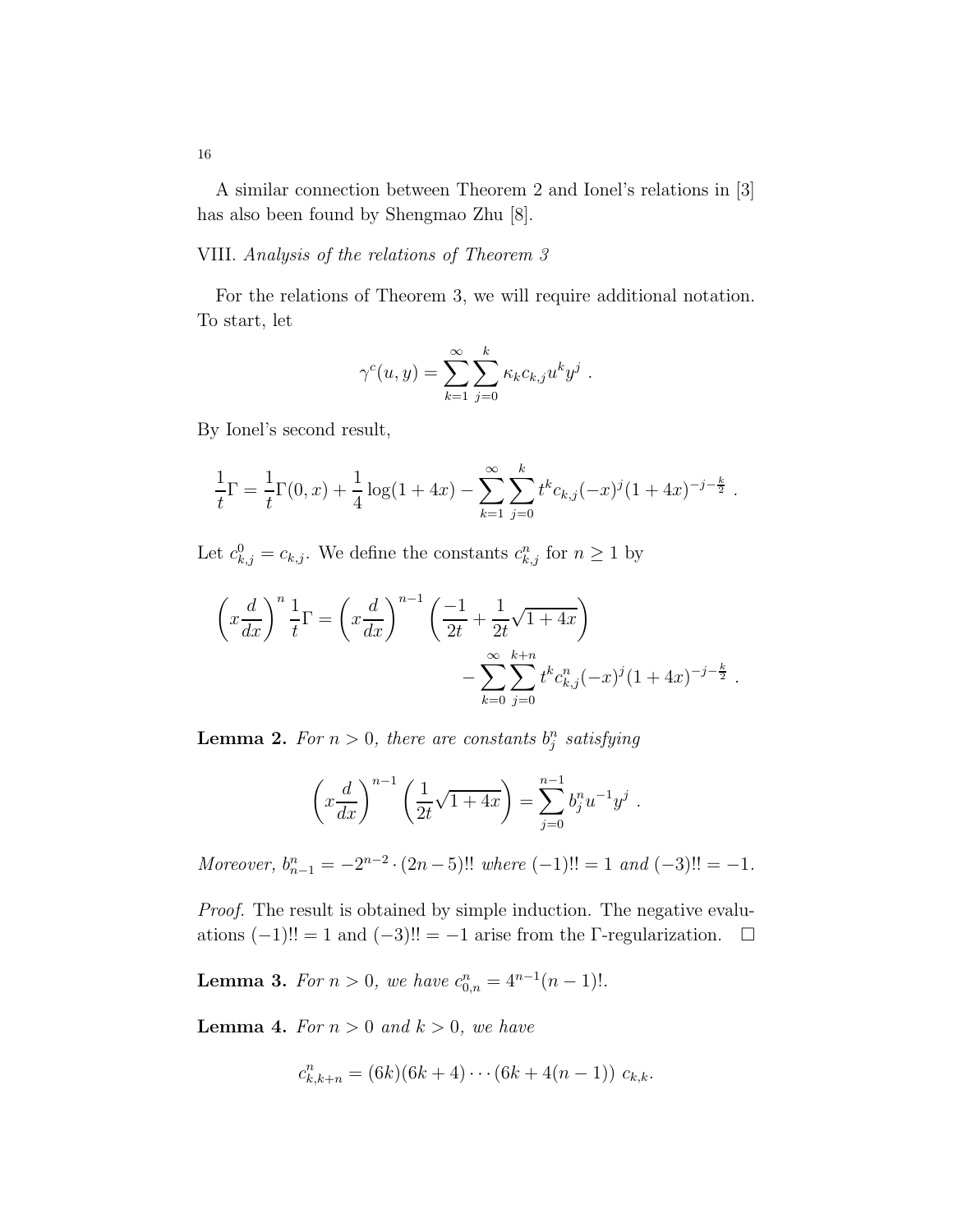A similar connection between Theorem 2 and Ionel's relations in [3] has also been found by Shengmao Zhu [8].

VIII. *Analysis of the relations of Theorem 3*

For the relations of Theorem 3, we will require additional notation. To start, let

$$\gamma^c(u,y) = \sum_{k=1}^{\infty} \sum_{j=0}^{k} \kappa_k c_{k,j} u^k y^j \ .$$

By Ionel's second result,

$$\frac{1}{t}\Gamma = \frac{1}{t}\Gamma(0,x) + \frac{1}{4}\log(1+4x) - \sum_{k=1}^{\infty}\sum_{j=0}^{k} t^k c_{k,j}(-x)^j (1+4x)^{-j-\frac{k}{2}} \ .$$

Let $c^0_{k,j} = c_{k,j}$. We define the constants $c^n_{k,j}$ for $n \geq 1$ by

$$\left(x\frac{d}{dx}\right)^n \frac{1}{t}\Gamma = \left(x\frac{d}{dx}\right)^{n-1}\left(\frac{-1}{2t} + \frac{1}{2t}\sqrt{1+4x}\right) - \sum_{k=0}^{\infty}\sum_{j=0}^{k+n} t^k c^n_{k,j}(-x)^j(1+4x)^{-j-\frac{k}{2}} \ .$$

**Lemma 2.** *For $n > 0$, there are constants $b^n_j$ satisfying*

$$\left(x\frac{d}{dx}\right)^{n-1}\left(\frac{1}{2t}\sqrt{1+4x}\right) = \sum_{j=0}^{n-1} b^n_j u^{-1} y^j \ .$$

*Moreover, $b^n_{n-1} = -2^{n-2}\cdot(2n-5)!!$ where $(-1)!! = 1$ and $(-3)!! = -1$.*

*Proof.* The result is obtained by simple induction. The negative evaluations $(-1)!! = 1$ and $(-3)!! = -1$ arise from the $\Gamma$-regularization. $\square$

**Lemma 3.** *For $n > 0$, we have $c^n_{0,n} = 4^{n-1}(n-1)!$.*

**Lemma 4.** *For $n > 0$ and $k > 0$, we have*

$$c^n_{k,k+n} = (6k)(6k+4)\cdots(6k+4(n-1))\ c_{k,k}.$$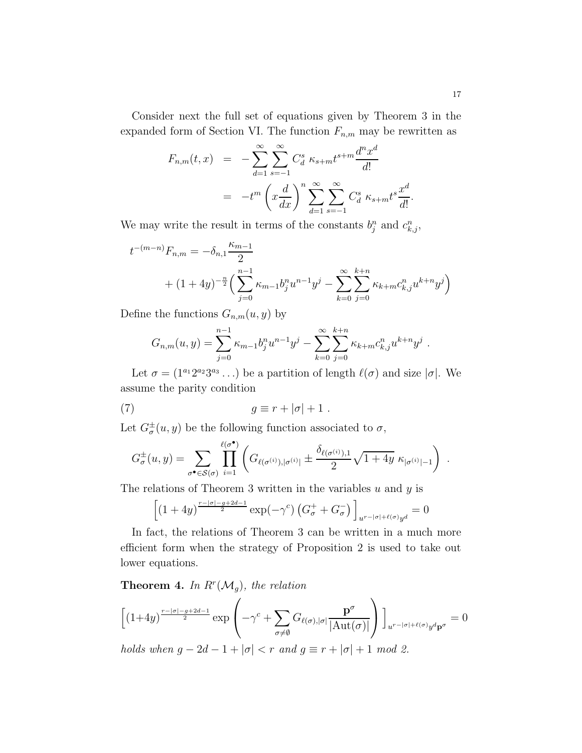Consider next the full set of equations given by Theorem 3 in the expanded form of Section VI. The function $F_{n,m}$ may be rewritten as

$$
\begin{aligned}
F_{n,m}(t,x) &= -\sum_{d=1}^{\infty}\sum_{s=-1}^{\infty} C_d^s \ \kappa_{s+m} t^{s+m} \frac{d^n x^d}{d!} \\
&= -t^m \left(x\frac{d}{dx}\right)^n \sum_{d=1}^{\infty}\sum_{s=-1}^{\infty} C_d^s \ \kappa_{s+m} t^s \frac{x^d}{d!}.
\end{aligned}
$$

We may write the result in terms of the constants $b_j^n$ and $c_{k,j}^n$,

$$
\begin{aligned}
t^{-(m-n)} F_{n,m} = & -\delta_{n,1}\frac{\kappa_{m-1}}{2} \\
& + (1+4y)^{-\frac{n}{2}}\Big(\sum_{j=0}^{n-1} \kappa_{m-1} b_j^n u^{n-1} y^j - \sum_{k=0}^{\infty}\sum_{j=0}^{k+n} \kappa_{k+m} c_{k,j}^n u^{k+n} y^j\Big)
\end{aligned}
$$

Define the functions $G_{n,m}(u,y)$ by

$$
G_{n,m}(u,y) = \sum_{j=0}^{n-1} \kappa_{m-1} b_j^n u^{n-1} y^j - \sum_{k=0}^{\infty}\sum_{j=0}^{k+n} \kappa_{k+m} c_{k,j}^n u^{k+n} y^j \ .
$$

Let $\sigma = (1^{a_1}2^{a_2}3^{a_3}\ldots)$ be a partition of length $\ell(\sigma)$ and size $|\sigma|$. We assume the parity condition

$$
g \equiv r + |\sigma| + 1 \ . \tag{7}
$$

Let $G_\sigma^{\pm}(u,y)$ be the following function associated to $\sigma$,

$$
G_\sigma^{\pm}(u,y) = \sum_{\sigma^\bullet \in \mathcal{S}(\sigma)} \prod_{i=1}^{\ell(\sigma^\bullet)} \left( G_{\ell(\sigma^{(i)}),|\sigma^{(i)}|} \pm \frac{\delta_{\ell(\sigma^{(i)}),1}}{2}\sqrt{1+4y}\ \kappa_{|\sigma^{(i)}|-1} \right) \ .
$$

The relations of Theorem 3 written in the variables $u$ and $y$ is

$$
\Big[(1+4y)^{\frac{r-|\sigma|-g+2d-1}{2}} \exp(-\gamma^c)\left(G_\sigma^+ + G_\sigma^-\right)\Big]_{u^{r-|\sigma|+\ell(\sigma)}y^d} = 0
$$

In fact, the relations of Theorem 3 can be written in a much more efficient form when the strategy of Proposition 2 is used to take out lower equations.

**Theorem 4.** *In $R^r(\mathcal{M}_g)$, the relation*

$$
\Big[(1+4y)^{\frac{r-|\sigma|-g+2d-1}{2}} \exp\left(-\gamma^c + \sum_{\sigma\neq\emptyset} G_{\ell(\sigma),|\sigma|}\frac{\mathbf{p}^\sigma}{|\mathrm{Aut}(\sigma)|}\right)\Big]_{u^{r-|\sigma|+\ell(\sigma)}y^d\mathbf{p}^\sigma} = 0
$$

*holds when $g-2d-1+|\sigma| < r$ and $g \equiv r+|\sigma|+1$ mod 2.*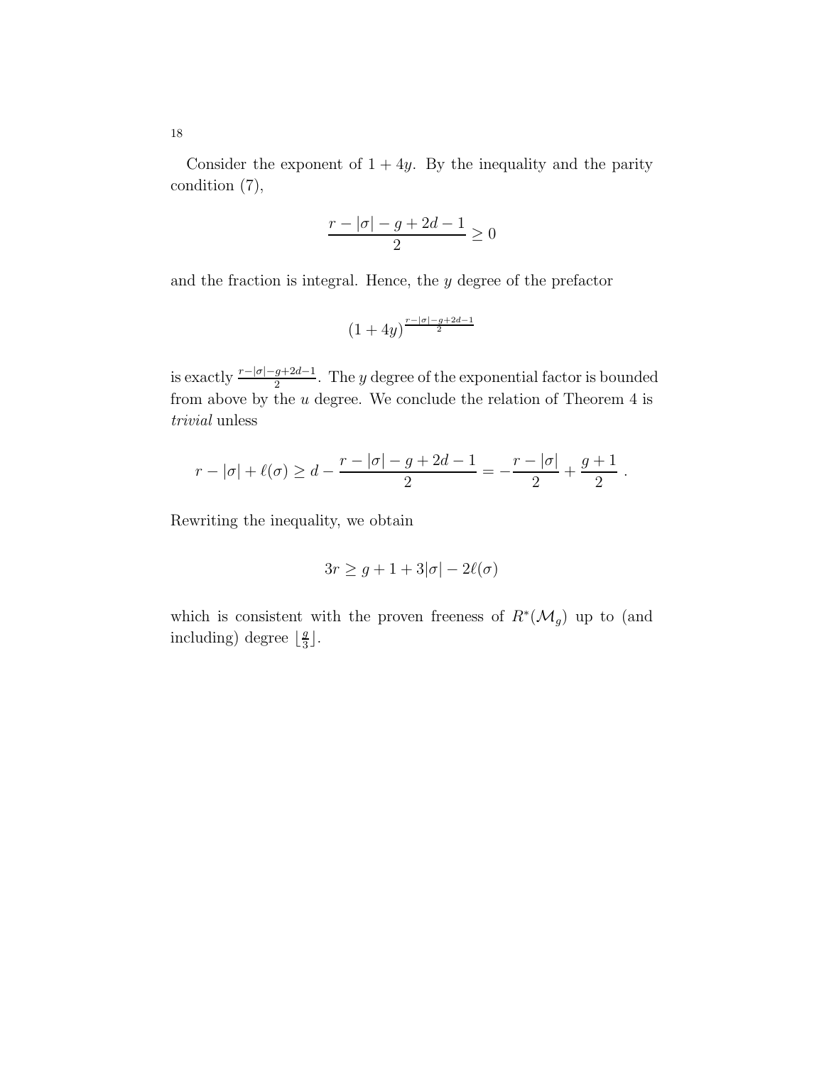Consider the exponent of $1+4y$. By the inequality and the parity condition (7),

$$\frac{r-|\sigma|-g+2d-1}{2} \geq 0$$

and the fraction is integral. Hence, the $y$ degree of the prefactor

$$(1+4y)^{\frac{r-|\sigma|-g+2d-1}{2}}$$

is exactly $\frac{r-|\sigma|-g+2d-1}{2}$. The $y$ degree of the exponential factor is bounded from above by the $u$ degree. We conclude the relation of Theorem 4 is *trivial* unless

$$r-|\sigma|+\ell(\sigma) \geq d - \frac{r-|\sigma|-g+2d-1}{2} = -\frac{r-|\sigma|}{2} + \frac{g+1}{2} \ .$$

Rewriting the inequality, we obtain

$$3r \geq g+1+3|\sigma|-2\ell(\sigma)$$

which is consistent with the proven freeness of $R^*(\mathcal{M}_g)$ up to (and including) degree $\lfloor \frac{g}{3} \rfloor$.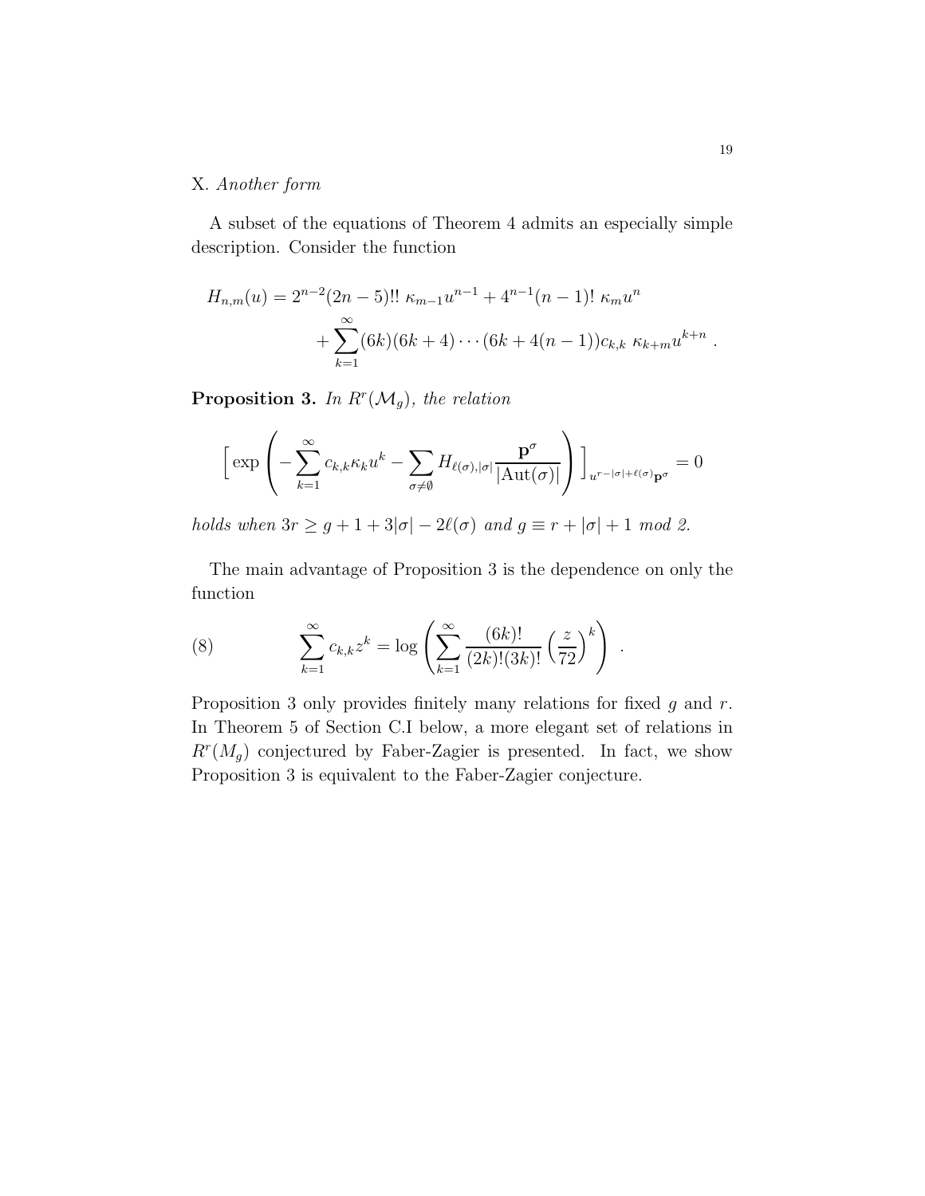X. *Another form*

A subset of the equations of Theorem 4 admits an especially simple description. Consider the function

$$H_{n,m}(u) = 2^{n-2}(2n-5)!!\ \kappa_{m-1}u^{n-1} + 4^{n-1}(n-1)!\ \kappa_m u^n + \sum_{k=1}^{\infty}(6k)(6k+4)\cdots(6k+4(n-1))c_{k,k}\ \kappa_{k+m}u^{k+n}\ .$$

**Proposition 3.** *In $R^r(\mathcal{M}_g)$, the relation*

$$\Big[\exp\left(-\sum_{k=1}^{\infty} c_{k,k}\kappa_k u^k - \sum_{\sigma\neq\emptyset} H_{\ell(\sigma),|\sigma|}\frac{\mathbf{p}^\sigma}{|\mathrm{Aut}(\sigma)|}\right)\Big]_{u^{r-|\sigma|+\ell(\sigma)}\mathbf{p}^\sigma} = 0$$

*holds when $3r \geq g+1+3|\sigma|-2\ell(\sigma)$ and $g \equiv r+|\sigma|+1$ mod 2.*

The main advantage of Proposition 3 is the dependence on only the function

$$\sum_{k=1}^{\infty} c_{k,k}z^k = \log\left(\sum_{k=1}^{\infty}\frac{(6k)!}{(2k)!(3k)!}\left(\frac{z}{72}\right)^k\right)\ . \tag{8}$$

Proposition 3 only provides finitely many relations for fixed $g$ and $r$. In Theorem 5 of Section C.I below, a more elegant set of relations in $R^r(M_g)$ conjectured by Faber-Zagier is presented. In fact, we show Proposition 3 is equivalent to the Faber-Zagier conjecture.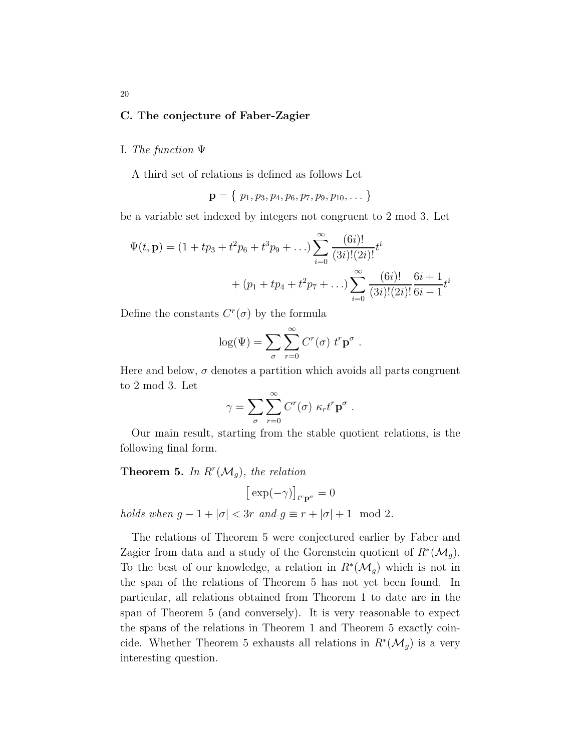### C. The conjecture of Faber-Zagier

I. *The function* $\Psi$

A third set of relations is defined as follows Let

$$\mathbf{p} = \{\ p_1, p_3, p_4, p_6, p_7, p_9, p_{10}, \dots\ \}$$

be a variable set indexed by integers not congruent to 2 mod 3. Let

$$\Psi(t, \mathbf{p}) = (1 + tp_3 + t^2 p_6 + t^3 p_9 + \dots) \sum_{i=0}^{\infty} \frac{(6i)!}{(3i)!(2i)!} t^i + (p_1 + tp_4 + t^2 p_7 + \dots) \sum_{i=0}^{\infty} \frac{(6i)!}{(3i)!(2i)!} \frac{6i+1}{6i-1} t^i$$

Define the constants $C^r(\sigma)$ by the formula

$$\log(\Psi) = \sum_{\sigma} \sum_{r=0}^{\infty} C^r(\sigma)\ t^r \mathbf{p}^\sigma\ .$$

Here and below, $\sigma$ denotes a partition which avoids all parts congruent to 2 mod 3. Let

$$\gamma = \sum_{\sigma} \sum_{r=0}^{\infty} C^r(\sigma)\ \kappa_r t^r \mathbf{p}^\sigma\ .$$

Our main result, starting from the stable quotient relations, is the following final form.

**Theorem 5.** *In $R^r(\mathcal{M}_g)$, the relation*

$$\big[\exp(-\gamma)\big]_{t^r \mathbf{p}^\sigma} = 0$$

*holds when $g - 1 + |\sigma| < 3r$ and $g \equiv r + |\sigma| + 1 \mod 2$.*

The relations of Theorem 5 were conjectured earlier by Faber and Zagier from data and a study of the Gorenstein quotient of $R^*(\mathcal{M}_g)$. To the best of our knowledge, a relation in $R^*(\mathcal{M}_g)$ which is not in the span of the relations of Theorem 5 has not yet been found. In particular, all relations obtained from Theorem 1 to date are in the span of Theorem 5 (and conversely). It is very reasonable to expect the spans of the relations in Theorem 1 and Theorem 5 exactly coincide. Whether Theorem 5 exhausts all relations in $R^*(\mathcal{M}_g)$ is a very interesting question.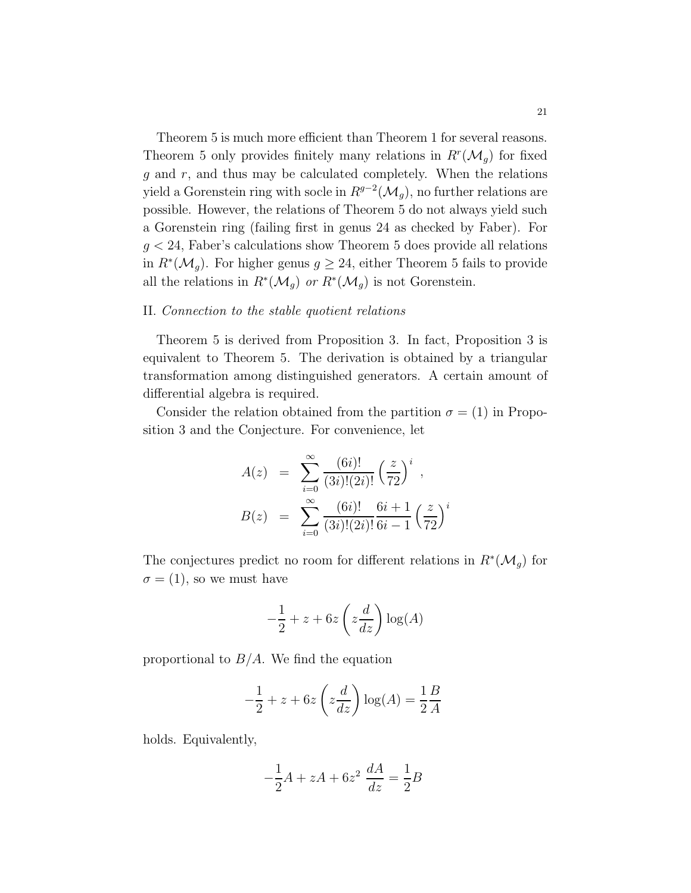Theorem 5 is much more efficient than Theorem 1 for several reasons. Theorem 5 only provides finitely many relations in $R^r(\mathcal{M}_g)$ for fixed $g$ and $r$, and thus may be calculated completely. When the relations yield a Gorenstein ring with socle in $R^{g-2}(\mathcal{M}_g)$, no further relations are possible. However, the relations of Theorem 5 do not always yield such a Gorenstein ring (failing first in genus 24 as checked by Faber). For $g < 24$, Faber's calculations show Theorem 5 does provide all relations in $R^*(\mathcal{M}_g)$. For higher genus $g \geq 24$, either Theorem 5 fails to provide all the relations in $R^*(\mathcal{M}_g)$ *or* $R^*(\mathcal{M}_g)$ is not Gorenstein.

II. *Connection to the stable quotient relations*

Theorem 5 is derived from Proposition 3. In fact, Proposition 3 is equivalent to Theorem 5. The derivation is obtained by a triangular transformation among distinguished generators. A certain amount of differential algebra is required.

Consider the relation obtained from the partition $\sigma = (1)$ in Proposition 3 and the Conjecture. For convenience, let

$$
\begin{aligned}
A(z) &= \sum_{i=0}^{\infty} \frac{(6i)!}{(3i)!(2i)!} \left(\frac{z}{72}\right)^i , \\
B(z) &= \sum_{i=0}^{\infty} \frac{(6i)!}{(3i)!(2i)!} \frac{6i+1}{6i-1} \left(\frac{z}{72}\right)^i
\end{aligned}
$$

The conjectures predict no room for different relations in $R^*(\mathcal{M}_g)$ for $\sigma = (1)$, so we must have

$$
-\frac{1}{2} + z + 6z\left(z\frac{d}{dz}\right)\log(A)
$$

proportional to $B/A$. We find the equation

$$
-\frac{1}{2} + z + 6z\left(z\frac{d}{dz}\right)\log(A) = \frac{1}{2}\frac{B}{A}
$$

holds. Equivalently,

$$
-\frac{1}{2}A + zA + 6z^2\ \frac{dA}{dz} = \frac{1}{2}B
$$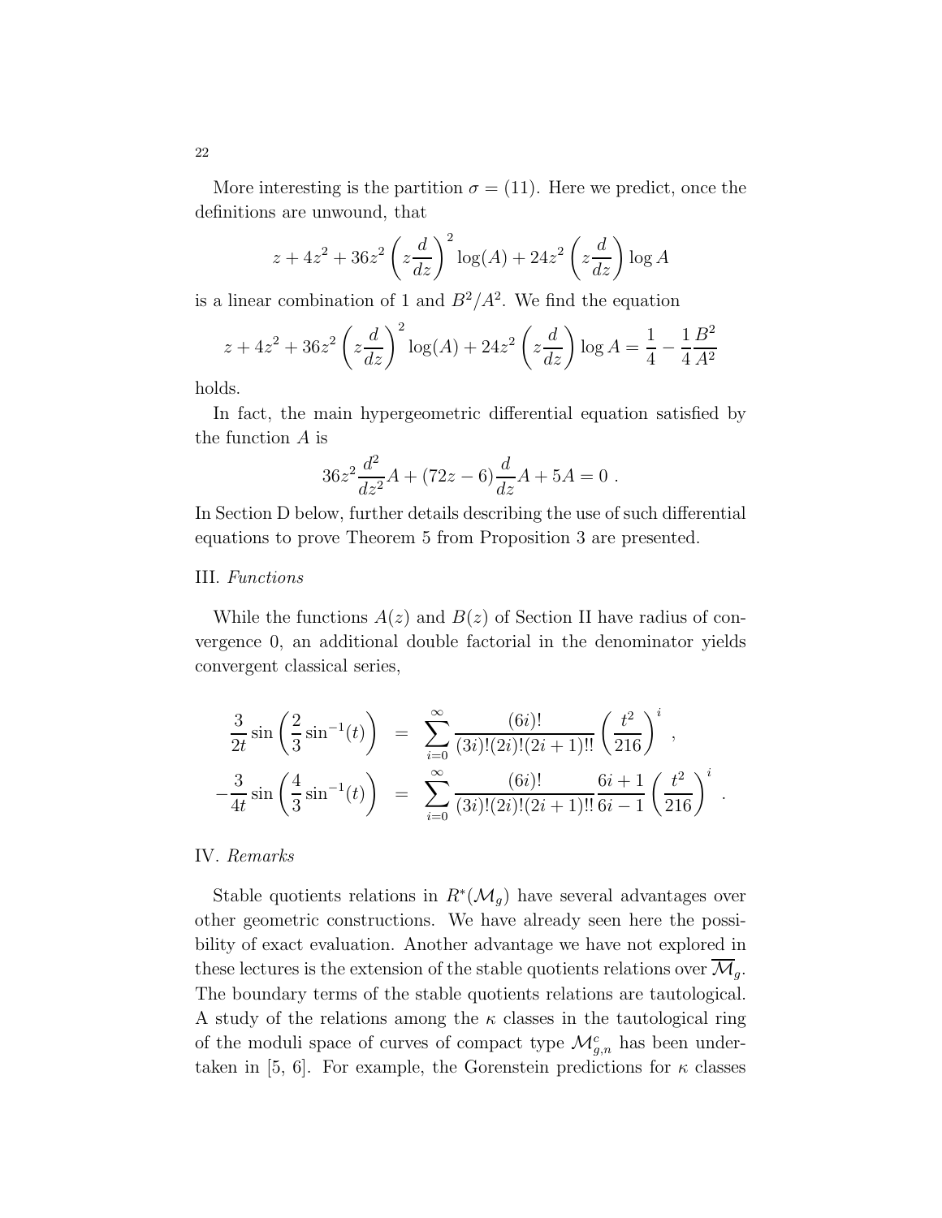More interesting is the partition $\sigma = (11)$. Here we predict, once the definitions are unwound, that

$$z + 4z^2 + 36z^2 \left(z\frac{d}{dz}\right)^2 \log(A) + 24z^2 \left(z\frac{d}{dz}\right) \log A$$

is a linear combination of 1 and $B^2/A^2$. We find the equation

$$z + 4z^2 + 36z^2 \left(z\frac{d}{dz}\right)^2 \log(A) + 24z^2 \left(z\frac{d}{dz}\right) \log A = \frac{1}{4} - \frac{1}{4}\frac{B^2}{A^2}$$

holds.

In fact, the main hypergeometric differential equation satisfied by the function $A$ is

$$36z^2 \frac{d^2}{dz^2}A + (72z - 6)\frac{d}{dz}A + 5A = 0 \ .$$

In Section D below, further details describing the use of such differential equations to prove Theorem 5 from Proposition 3 are presented.

III. *Functions*

While the functions $A(z)$ and $B(z)$ of Section II have radius of convergence 0, an additional double factorial in the denominator yields convergent classical series,

$$\begin{aligned}
\frac{3}{2t}\sin\left(\frac{2}{3}\sin^{-1}(t)\right) &= \sum_{i=0}^{\infty} \frac{(6i)!}{(3i)!(2i)!(2i+1)!!}\left(\frac{t^2}{216}\right)^i \ , \\
-\frac{3}{4t}\sin\left(\frac{4}{3}\sin^{-1}(t)\right) &= \sum_{i=0}^{\infty} \frac{(6i)!}{(3i)!(2i)!(2i+1)!!}\frac{6i+1}{6i-1}\left(\frac{t^2}{216}\right)^i \ .
\end{aligned}$$

IV. *Remarks*

Stable quotients relations in $R^*(\mathcal{M}_g)$ have several advantages over other geometric constructions. We have already seen here the possibility of exact evaluation. Another advantage we have not explored in these lectures is the extension of the stable quotients relations over $\overline{\mathcal{M}}_g$. The boundary terms of the stable quotients relations are tautological. A study of the relations among the $\kappa$ classes in the tautological ring of the moduli space of curves of compact type $\mathcal{M}^c_{g,n}$ has been undertaken in [5, 6]. For example, the Gorenstein predictions for $\kappa$ classes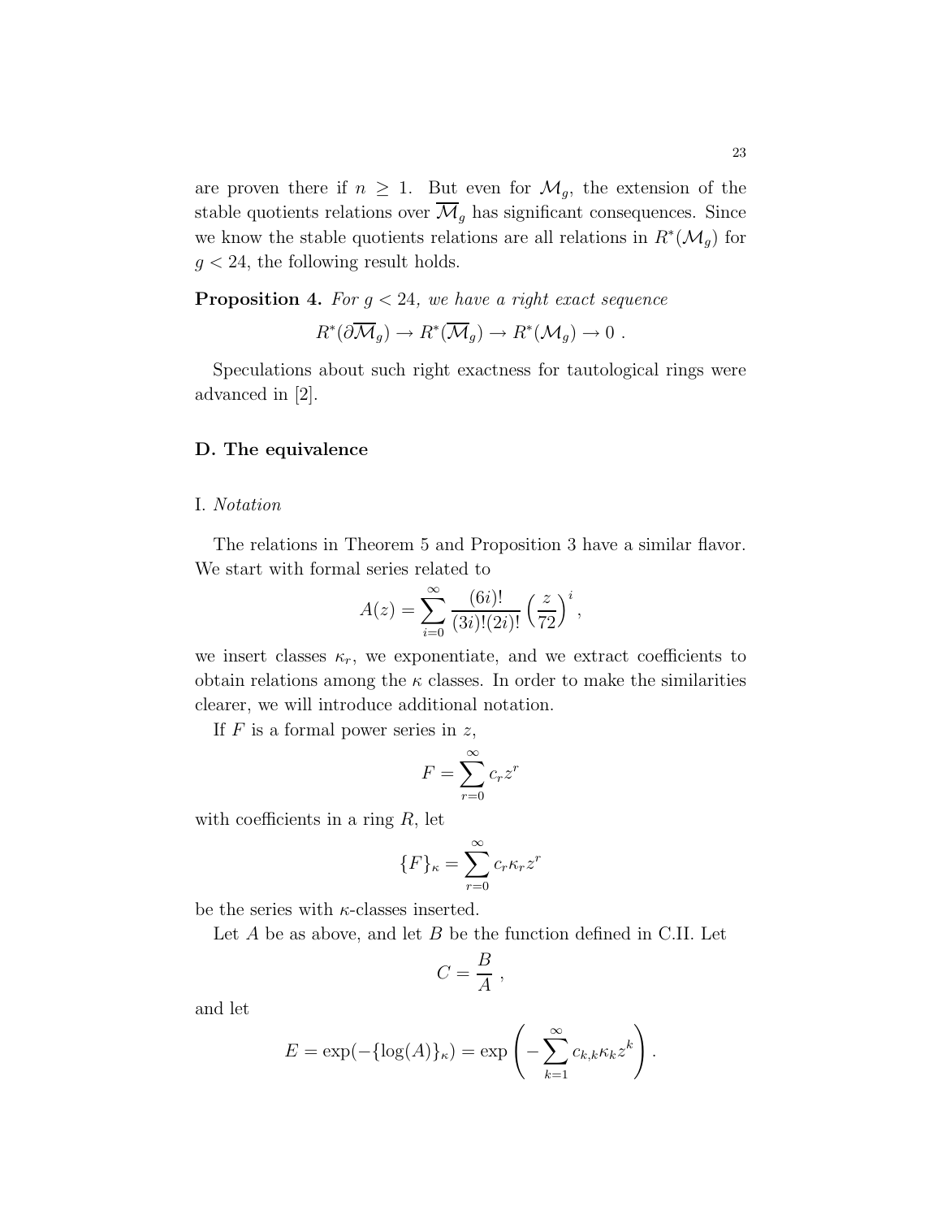are proven there if $n \geq 1$. But even for $\mathcal{M}_g$, the extension of the stable quotients relations over $\overline{\mathcal{M}}_g$ has significant consequences. Since we know the stable quotients relations are all relations in $R^*(\mathcal{M}_g)$ for $g < 24$, the following result holds.

**Proposition 4.** *For $g < 24$, we have a right exact sequence*

$$R^*(\partial\overline{\mathcal{M}}_g) \to R^*(\overline{\mathcal{M}}_g) \to R^*(\mathcal{M}_g) \to 0 \ .$$

Speculations about such right exactness for tautological rings were advanced in [2].

### D. The equivalence

I. *Notation*

The relations in Theorem 5 and Proposition 3 have a similar flavor. We start with formal series related to

$$A(z) = \sum_{i=0}^{\infty} \frac{(6i)!}{(3i)!(2i)!} \left(\frac{z}{72}\right)^i ,$$

we insert classes $\kappa_r$, we exponentiate, and we extract coefficients to obtain relations among the $\kappa$ classes. In order to make the similarities clearer, we will introduce additional notation.

If $F$ is a formal power series in $z$,

$$F = \sum_{r=0}^{\infty} c_r z^r$$

with coefficients in a ring $R$, let

$$\{F\}_\kappa = \sum_{r=0}^{\infty} c_r \kappa_r z^r$$

be the series with $\kappa$-classes inserted.

Let $A$ be as above, and let $B$ be the function defined in C.II. Let

$$C = \frac{B}{A} \ ,$$

and let

$$E = \exp(-\{\log(A)\}_\kappa) = \exp\left(-\sum_{k=1}^{\infty} c_{k,k}\kappa_k z^k\right) .$$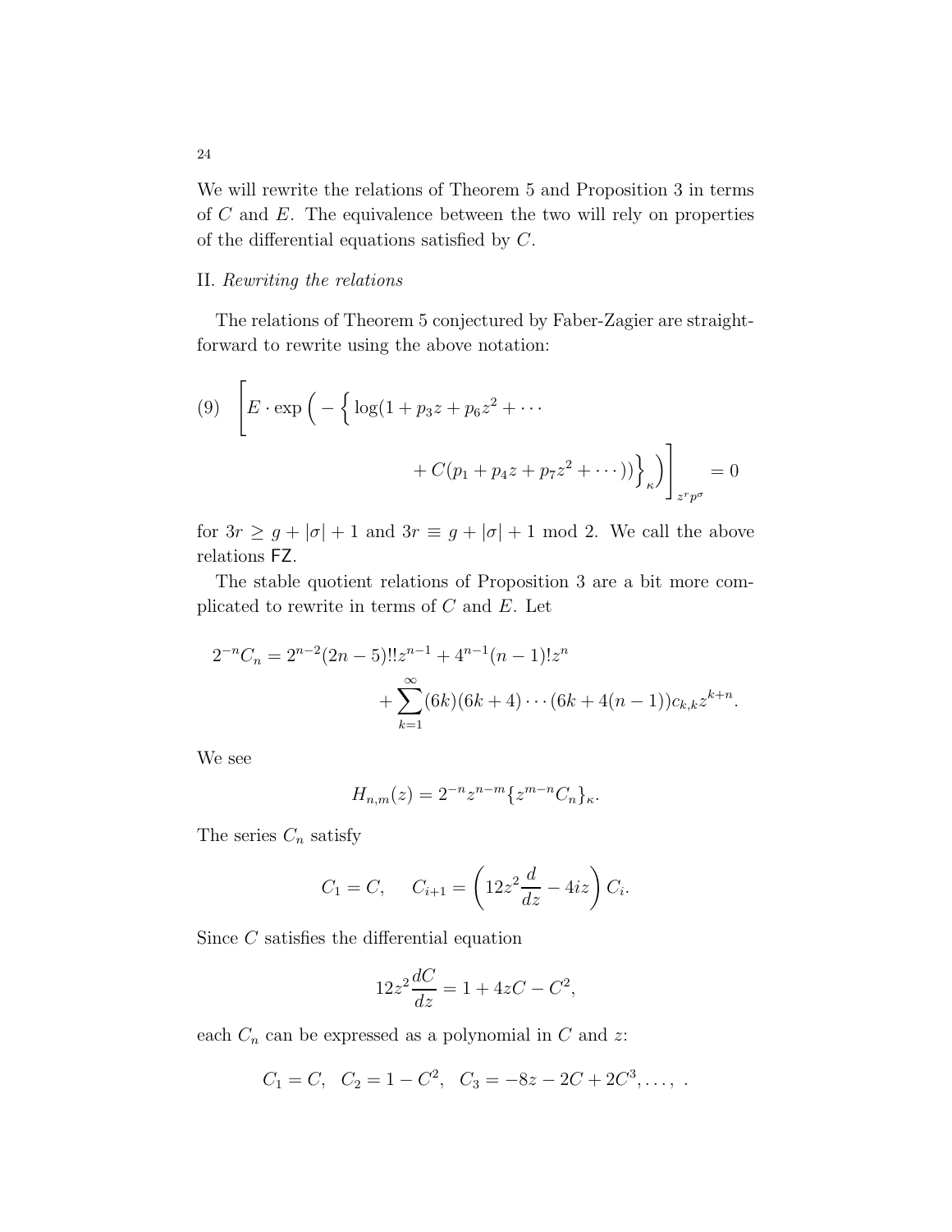We will rewrite the relations of Theorem 5 and Proposition 3 in terms of $C$ and $E$. The equivalence between the two will rely on properties of the differential equations satisfied by $C$.

II. *Rewriting the relations*

The relations of Theorem 5 conjectured by Faber-Zagier are straightforward to rewrite using the above notation:

$$
\left[ E \cdot \exp\Big( - \Big\{ \log(1 + p_3 z + p_6 z^2 + \cdots + C(p_1 + p_4 z + p_7 z^2 + \cdots)) \Big\}_\kappa \Big) \right]_{z^r p^\sigma} = 0 \tag{9}
$$

for $3r \geq g + |\sigma| + 1$ and $3r \equiv g + |\sigma| + 1 \mod 2$. We call the above relations FZ.

The stable quotient relations of Proposition 3 are a bit more complicated to rewrite in terms of $C$ and $E$. Let

$$
2^{-n} C_n = 2^{n-2}(2n-5)!! z^{n-1} + 4^{n-1}(n-1)! z^n + \sum_{k=1}^{\infty} (6k)(6k+4)\cdots(6k+4(n-1)) c_{k,k} z^{k+n}.
$$

We see

$$
H_{n,m}(z) = 2^{-n} z^{n-m} \{ z^{m-n} C_n \}_\kappa.
$$

The series $C_n$ satisfy

$$
C_1 = C, \quad C_{i+1} = \left( 12 z^2 \frac{d}{dz} - 4iz \right) C_i.
$$

Since $C$ satisfies the differential equation

$$
12 z^2 \frac{dC}{dz} = 1 + 4zC - C^2,
$$

each $C_n$ can be expressed as a polynomial in $C$ and $z$:

$$
C_1 = C, \quad C_2 = 1 - C^2, \quad C_3 = -8z - 2C + 2C^3, \ldots, .
$$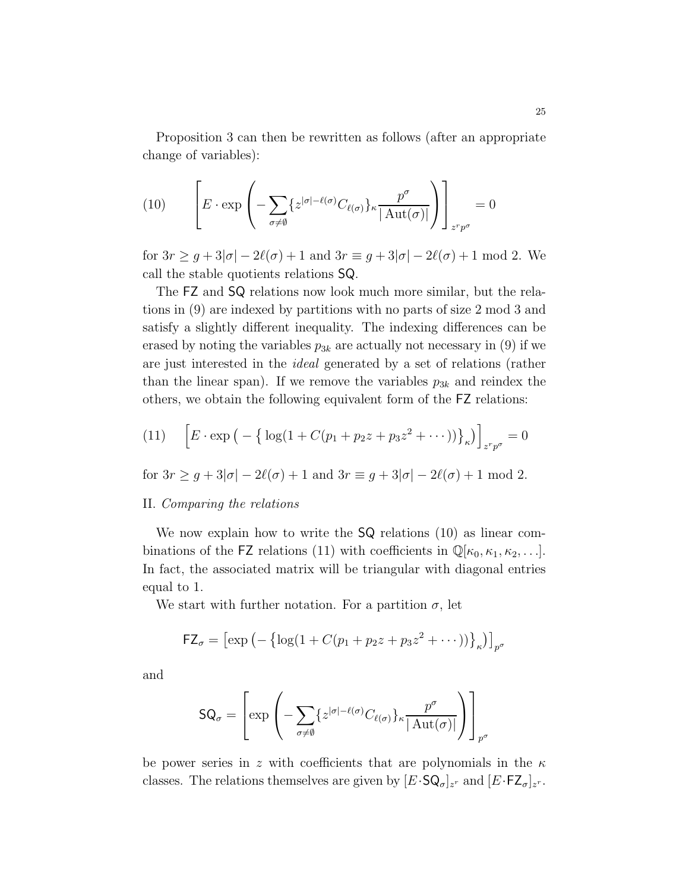Proposition 3 can then be rewritten as follows (after an appropriate change of variables):

$$\left[E \cdot \exp\left(-\sum_{\sigma\neq\emptyset}\{z^{|\sigma|-\ell(\sigma)}C_{\ell(\sigma)}\}_\kappa \frac{p^\sigma}{|\operatorname{Aut}(\sigma)|}\right)\right]_{z^r p^\sigma} = 0 \tag{10}$$

for $3r \geq g + 3|\sigma| - 2\ell(\sigma) + 1$ and $3r \equiv g + 3|\sigma| - 2\ell(\sigma) + 1 \bmod 2$. We call the stable quotients relations $\mathsf{SQ}$.

The $\mathsf{FZ}$ and $\mathsf{SQ}$ relations now look much more similar, but the relations in (9) are indexed by partitions with no parts of size 2 mod 3 and satisfy a slightly different inequality. The indexing differences can be erased by noting the variables $p_{3k}$ are actually not necessary in (9) if we are just interested in the *ideal* generated by a set of relations (rather than the linear span). If we remove the variables $p_{3k}$ and reindex the others, we obtain the following equivalent form of the $\mathsf{FZ}$ relations:

$$\left[E \cdot \exp\left(-\left\{\log(1 + C(p_1 + p_2 z + p_3 z^2 + \cdots))\right\}_\kappa\right)\right]_{z^r p^\sigma} = 0 \tag{11}$$

for $3r \geq g + 3|\sigma| - 2\ell(\sigma) + 1$ and $3r \equiv g + 3|\sigma| - 2\ell(\sigma) + 1 \bmod 2$.

II. *Comparing the relations*

We now explain how to write the $\mathsf{SQ}$ relations (10) as linear combinations of the $\mathsf{FZ}$ relations (11) with coefficients in $\mathbb{Q}[\kappa_0, \kappa_1, \kappa_2, \ldots]$. In fact, the associated matrix will be triangular with diagonal entries equal to 1.

We start with further notation. For a partition $\sigma$, let

$$\mathsf{FZ}_\sigma = \left[\exp\left(-\left\{\log(1 + C(p_1 + p_2 z + p_3 z^2 + \cdots))\right\}_\kappa\right)\right]_{p^\sigma}$$

and

$$\mathsf{SQ}_\sigma = \left[\exp\left(-\sum_{\sigma\neq\emptyset}\{z^{|\sigma|-\ell(\sigma)}C_{\ell(\sigma)}\}_\kappa \frac{p^\sigma}{|\operatorname{Aut}(\sigma)|}\right)\right]_{p^\sigma}$$

be power series in $z$ with coefficients that are polynomials in the $\kappa$ classes. The relations themselves are given by $[E\cdot\mathsf{SQ}_\sigma]_{z^r}$ and $[E\cdot\mathsf{FZ}_\sigma]_{z^r}$.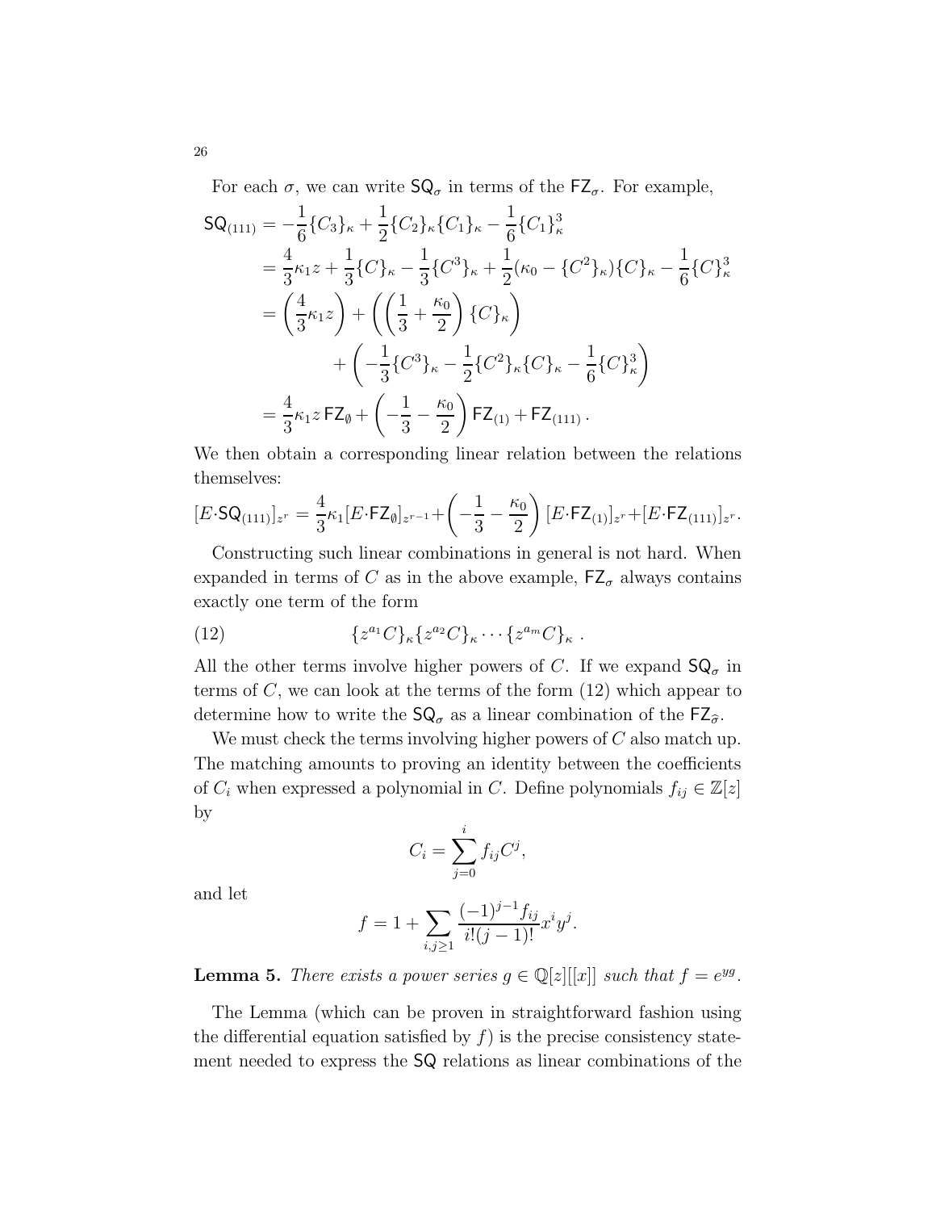For each $\sigma$, we can write $\mathsf{SQ}_\sigma$ in terms of the $\mathsf{FZ}_\sigma$. For example,

$$
\begin{aligned}
\mathsf{SQ}_{(111)} &= -\frac{1}{6}\{C_3\}_\kappa + \frac{1}{2}\{C_2\}_\kappa\{C_1\}_\kappa - \frac{1}{6}\{C_1\}_\kappa^3 \\
&= \frac{4}{3}\kappa_1 z + \frac{1}{3}\{C\}_\kappa - \frac{1}{3}\{C^3\}_\kappa + \frac{1}{2}(\kappa_0 - \{C^2\}_\kappa)\{C\}_\kappa - \frac{1}{6}\{C\}_\kappa^3 \\
&= \left(\frac{4}{3}\kappa_1 z\right) + \left(\left(\frac{1}{3} + \frac{\kappa_0}{2}\right)\{C\}_\kappa\right) \\
&\qquad + \left(-\frac{1}{3}\{C^3\}_\kappa - \frac{1}{2}\{C^2\}_\kappa\{C\}_\kappa - \frac{1}{6}\{C\}_\kappa^3\right) \\
&= \frac{4}{3}\kappa_1 z\, \mathsf{FZ}_\emptyset + \left(-\frac{1}{3} - \frac{\kappa_0}{2}\right)\mathsf{FZ}_{(1)} + \mathsf{FZ}_{(111)}\,.
\end{aligned}
$$

We then obtain a corresponding linear relation between the relations themselves:

$$
[E\cdot\mathsf{SQ}_{(111)}]_{z^r} = \frac{4}{3}\kappa_1[E\cdot\mathsf{FZ}_\emptyset]_{z^{r-1}} + \left(-\frac{1}{3} - \frac{\kappa_0}{2}\right)[E\cdot\mathsf{FZ}_{(1)}]_{z^r} + [E\cdot\mathsf{FZ}_{(111)}]_{z^r}.
$$

Constructing such linear combinations in general is not hard. When expanded in terms of $C$ as in the above example, $\mathsf{FZ}_\sigma$ always contains exactly one term of the form

$$
\{z^{a_1}C\}_\kappa\{z^{a_2}C\}_\kappa \cdots \{z^{a_m}C\}_\kappa\ . \tag{12}
$$

All the other terms involve higher powers of $C$. If we expand $\mathsf{SQ}_\sigma$ in terms of $C$, we can look at the terms of the form (12) which appear to determine how to write the $\mathsf{SQ}_\sigma$ as a linear combination of the $\mathsf{FZ}_{\widehat{\sigma}}$.

We must check the terms involving higher powers of $C$ also match up. The matching amounts to proving an identity between the coefficients of $C_i$ when expressed a polynomial in $C$. Define polynomials $f_{ij} \in \mathbb{Z}[z]$ by

$$
C_i = \sum_{j=0}^{i} f_{ij} C^j,
$$

and let

$$
f = 1 + \sum_{i,j\geq 1} \frac{(-1)^{j-1} f_{ij}}{i!(j-1)!} x^i y^j.
$$

**Lemma 5.** *There exists a power series $g \in \mathbb{Q}[z][[x]]$ such that $f = e^{yg}$.*

The Lemma (which can be proven in straightforward fashion using the differential equation satisfied by $f$) is the precise consistency statement needed to express the $\mathsf{SQ}$ relations as linear combinations of the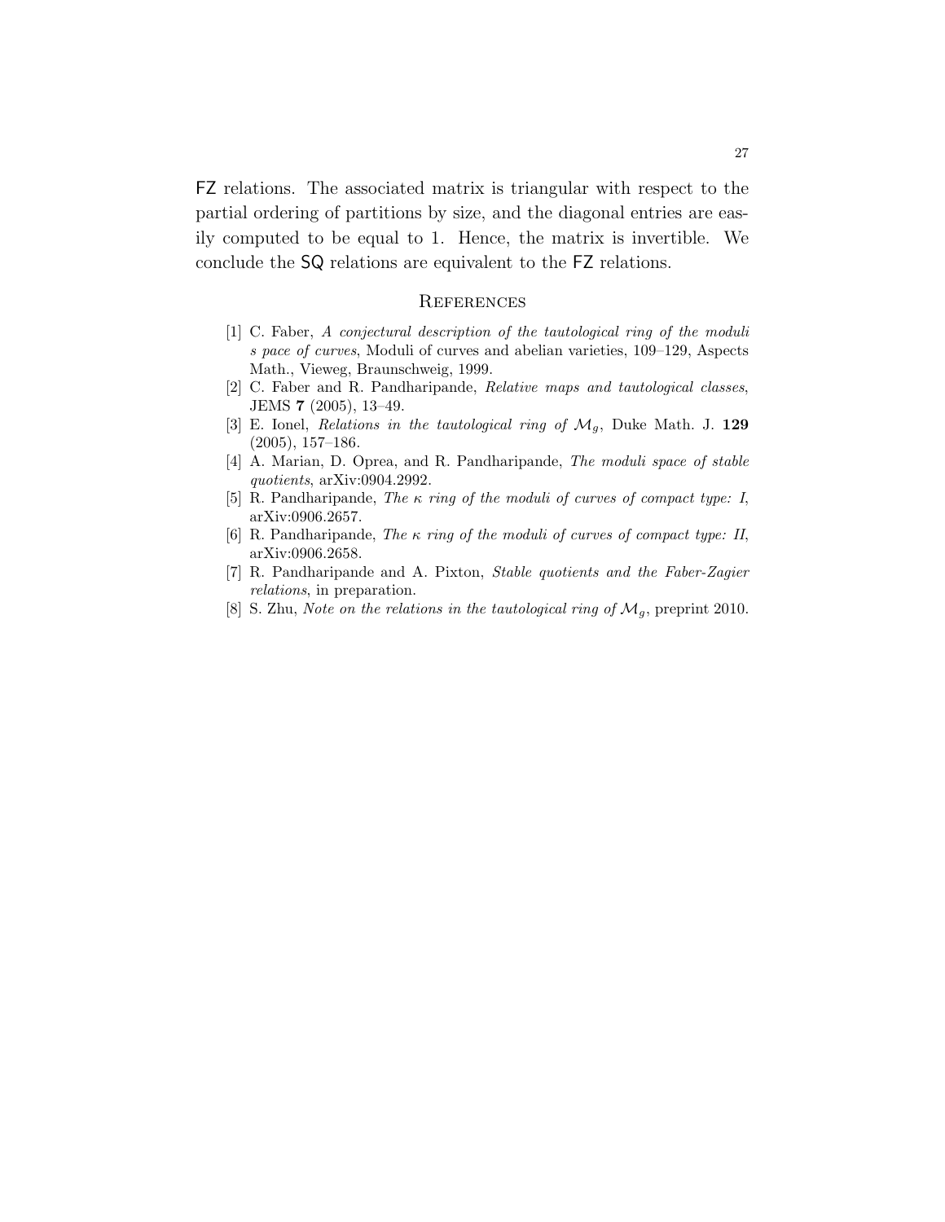FZ relations. The associated matrix is triangular with respect to the partial ordering of partitions by size, and the diagonal entries are easily computed to be equal to 1. Hence, the matrix is invertible. We conclude the SQ relations are equivalent to the FZ relations.

## References

[1] C. Faber, *A conjectural description of the tautological ring of the moduli s pace of curves*, Moduli of curves and abelian varieties, 109–129, Aspects Math., Vieweg, Braunschweig, 1999.

[2] C. Faber and R. Pandharipande, *Relative maps and tautological classes*, JEMS **7** (2005), 13–49.

[3] E. Ionel, *Relations in the tautological ring of* $\mathcal{M}_g$, Duke Math. J. **129** (2005), 157–186.

[4] A. Marian, D. Oprea, and R. Pandharipande, *The moduli space of stable quotients*, arXiv:0904.2992.

[5] R. Pandharipande, *The* $\kappa$ *ring of the moduli of curves of compact type: I*, arXiv:0906.2657.

[6] R. Pandharipande, *The* $\kappa$ *ring of the moduli of curves of compact type: II*, arXiv:0906.2658.

[7] R. Pandharipande and A. Pixton, *Stable quotients and the Faber-Zagier relations*, in preparation.

[8] S. Zhu, *Note on the relations in the tautological ring of* $\mathcal{M}_g$, preprint 2010.